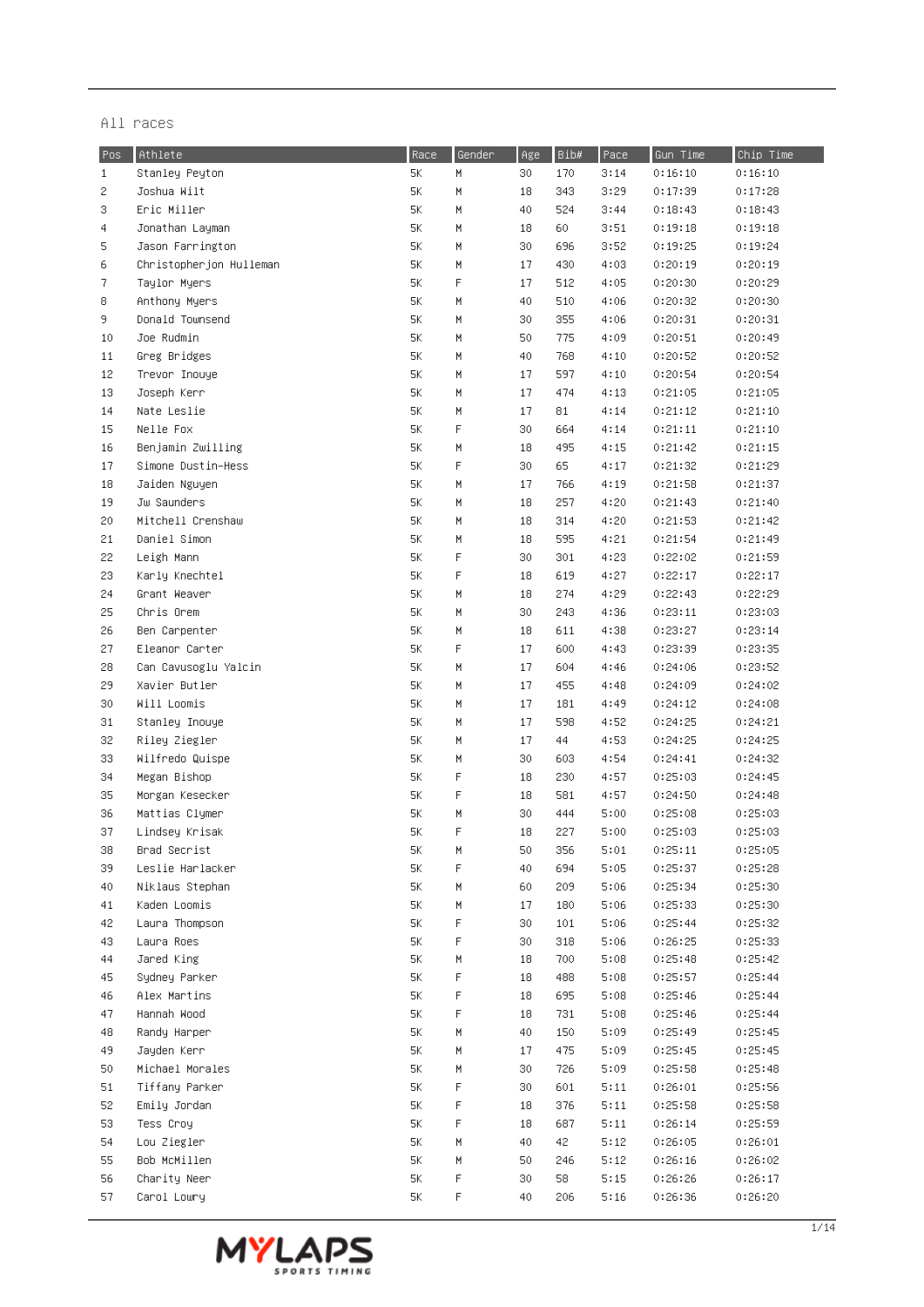All races

| Pos | Athlete | Race | Gender | Age | Bib# | Pace | Gun Time | Chip Time |
|---|---|---|---|---|---|---|---|---|
| 1 | Stanley Peyton | 5K | M | 30 | 170 | 3:14 | 0:16:10 | 0:16:10 |
| 2 | Joshua Wilt | 5K | M | 18 | 343 | 3:29 | 0:17:39 | 0:17:28 |
| 3 | Eric Miller | 5K | M | 40 | 524 | 3:44 | 0:18:43 | 0:18:43 |
| 4 | Jonathan Layman | 5K | M | 18 | 60 | 3:51 | 0:19:18 | 0:19:18 |
| 5 | Jason Farrington | 5K | M | 30 | 696 | 3:52 | 0:19:25 | 0:19:24 |
| 6 | Christopherjon Hulleman | 5K | M | 17 | 430 | 4:03 | 0:20:19 | 0:20:19 |
| 7 | Taylor Myers | 5K | F | 17 | 512 | 4:05 | 0:20:30 | 0:20:29 |
| 8 | Anthony Myers | 5K | M | 40 | 510 | 4:06 | 0:20:32 | 0:20:30 |
| 9 | Donald Townsend | 5K | M | 30 | 355 | 4:06 | 0:20:31 | 0:20:31 |
| 10 | Joe Rudmin | 5K | M | 50 | 775 | 4:09 | 0:20:51 | 0:20:49 |
| 11 | Greg Bridges | 5K | M | 40 | 768 | 4:10 | 0:20:52 | 0:20:52 |
| 12 | Trevor Inouye | 5K | M | 17 | 597 | 4:10 | 0:20:54 | 0:20:54 |
| 13 | Joseph Kerr | 5K | M | 17 | 474 | 4:13 | 0:21:05 | 0:21:05 |
| 14 | Nate Leslie | 5K | M | 17 | 81 | 4:14 | 0:21:12 | 0:21:10 |
| 15 | Nelle Fox | 5K | F | 30 | 664 | 4:14 | 0:21:11 | 0:21:10 |
| 16 | Benjamin Zwilling | 5K | M | 18 | 495 | 4:15 | 0:21:42 | 0:21:15 |
| 17 | Simone Dustin-Hess | 5K | F | 30 | 65 | 4:17 | 0:21:32 | 0:21:29 |
| 18 | Jaiden Nguyen | 5K | M | 17 | 766 | 4:19 | 0:21:58 | 0:21:37 |
| 19 | Jw Saunders | 5K | M | 18 | 257 | 4:20 | 0:21:43 | 0:21:40 |
| 20 | Mitchell Crenshaw | 5K | M | 18 | 314 | 4:20 | 0:21:53 | 0:21:42 |
| 21 | Daniel Simon | 5K | M | 18 | 595 | 4:21 | 0:21:54 | 0:21:49 |
| 22 | Leigh Mann | 5K | F | 30 | 301 | 4:23 | 0:22:02 | 0:21:59 |
| 23 | Karly Knechtel | 5K | F | 18 | 619 | 4:27 | 0:22:17 | 0:22:17 |
| 24 | Grant Weaver | 5K | M | 18 | 274 | 4:29 | 0:22:43 | 0:22:29 |
| 25 | Chris Orem | 5K | M | 30 | 243 | 4:36 | 0:23:11 | 0:23:03 |
| 26 | Ben Carpenter | 5K | M | 18 | 611 | 4:38 | 0:23:27 | 0:23:14 |
| 27 | Eleanor Carter | 5K | F | 17 | 600 | 4:43 | 0:23:39 | 0:23:35 |
| 28 | Can Cavusoglu Yalcin | 5K | M | 17 | 604 | 4:46 | 0:24:06 | 0:23:52 |
| 29 | Xavier Butler | 5K | M | 17 | 455 | 4:48 | 0:24:09 | 0:24:02 |
| 30 | Will Loomis | 5K | M | 17 | 181 | 4:49 | 0:24:12 | 0:24:08 |
| 31 | Stanley Inouye | 5K | M | 17 | 598 | 4:52 | 0:24:25 | 0:24:21 |
| 32 | Riley Ziegler | 5K | M | 17 | 44 | 4:53 | 0:24:25 | 0:24:25 |
| 33 | Wilfredo Quispe | 5K | M | 30 | 603 | 4:54 | 0:24:41 | 0:24:32 |
| 34 | Megan Bishop | 5K | F | 18 | 230 | 4:57 | 0:25:03 | 0:24:45 |
| 35 | Morgan Kesecker | 5K | F | 18 | 581 | 4:57 | 0:24:50 | 0:24:48 |
| 36 | Mattias Clymer | 5K | M | 30 | 444 | 5:00 | 0:25:08 | 0:25:03 |
| 37 | Lindsey Krisak | 5K | F | 18 | 227 | 5:00 | 0:25:03 | 0:25:03 |
| 38 | Brad Secrist | 5K | M | 50 | 356 | 5:01 | 0:25:11 | 0:25:05 |
| 39 | Leslie Harlacker | 5K | F | 40 | 694 | 5:05 | 0:25:37 | 0:25:28 |
| 40 | Niklaus Stephan | 5K | M | 60 | 209 | 5:06 | 0:25:34 | 0:25:30 |
| 41 | Kaden Loomis | 5K | M | 17 | 180 | 5:06 | 0:25:33 | 0:25:30 |
| 42 | Laura Thompson | 5K | F | 30 | 101 | 5:06 | 0:25:44 | 0:25:32 |
| 43 | Laura Roes | 5K | F | 30 | 318 | 5:06 | 0:26:25 | 0:25:33 |
| 44 | Jared King | 5K | M | 18 | 700 | 5:08 | 0:25:48 | 0:25:42 |
| 45 | Sydney Parker | 5K | F | 18 | 488 | 5:08 | 0:25:57 | 0:25:44 |
| 46 | Alex Martins | 5K | F | 18 | 695 | 5:08 | 0:25:46 | 0:25:44 |
| 47 | Hannah Wood | 5K | F | 18 | 731 | 5:08 | 0:25:46 | 0:25:44 |
| 48 | Randy Harper | 5K | M | 40 | 150 | 5:09 | 0:25:49 | 0:25:45 |
| 49 | Jayden Kerr | 5K | M | 17 | 475 | 5:09 | 0:25:45 | 0:25:45 |
| 50 | Michael Morales | 5K | M | 30 | 726 | 5:09 | 0:25:58 | 0:25:48 |
| 51 | Tiffany Parker | 5K | F | 30 | 601 | 5:11 | 0:26:01 | 0:25:56 |
| 52 | Emily Jordan | 5K | F | 18 | 376 | 5:11 | 0:25:58 | 0:25:58 |
| 53 | Tess Croy | 5K | F | 18 | 687 | 5:11 | 0:26:14 | 0:25:59 |
| 54 | Lou Ziegler | 5K | M | 40 | 42 | 5:12 | 0:26:05 | 0:26:01 |
| 55 | Bob McMillen | 5K | M | 50 | 246 | 5:12 | 0:26:16 | 0:26:02 |
| 56 | Charity Neer | 5K | F | 30 | 58 | 5:15 | 0:26:26 | 0:26:17 |
| 57 | Carol Lowry | 5K | F | 40 | 206 | 5:16 | 0:26:36 | 0:26:20 |

MYLAPS SPORTS TIMING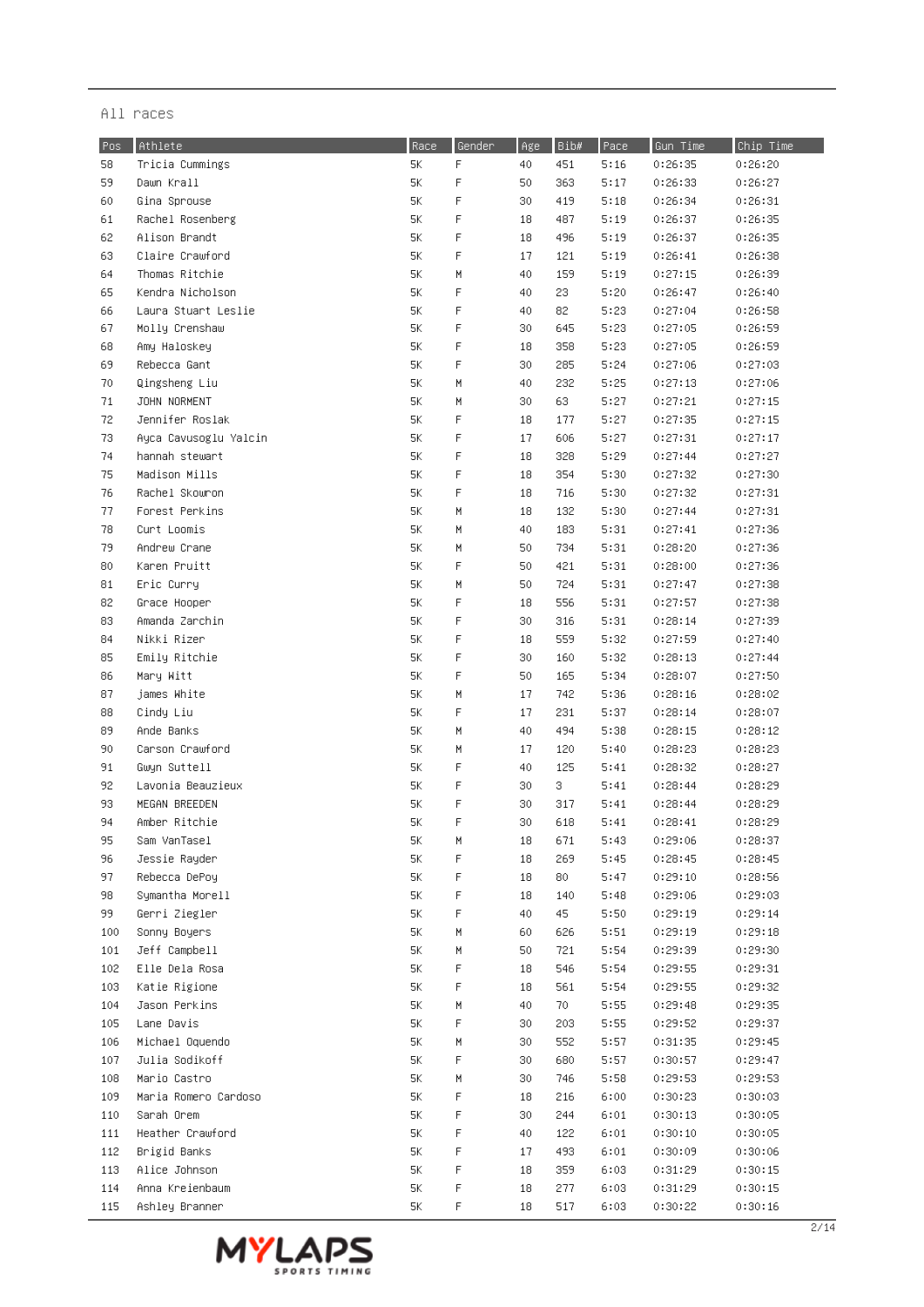All races

| Pos | Athlete | Race | Gender | Age | Bib# | Pace | Gun Time | Chip Time |
|---|---|---|---|---|---|---|---|---|
| 58 | Tricia Cummings | 5K | F | 40 | 451 | 5:16 | 0:26:35 | 0:26:20 |
| 59 | Dawn Krall | 5K | F | 50 | 363 | 5:17 | 0:26:33 | 0:26:27 |
| 60 | Gina Sprouse | 5K | F | 30 | 419 | 5:18 | 0:26:34 | 0:26:31 |
| 61 | Rachel Rosenberg | 5K | F | 18 | 487 | 5:19 | 0:26:37 | 0:26:35 |
| 62 | Alison Brandt | 5K | F | 18 | 496 | 5:19 | 0:26:37 | 0:26:35 |
| 63 | Claire Crawford | 5K | F | 17 | 121 | 5:19 | 0:26:41 | 0:26:38 |
| 64 | Thomas Ritchie | 5K | M | 40 | 159 | 5:19 | 0:27:15 | 0:26:39 |
| 65 | Kendra Nicholson | 5K | F | 40 | 23 | 5:20 | 0:26:47 | 0:26:40 |
| 66 | Laura Stuart Leslie | 5K | F | 40 | 82 | 5:23 | 0:27:04 | 0:26:58 |
| 67 | Molly Crenshaw | 5K | F | 30 | 645 | 5:23 | 0:27:05 | 0:26:59 |
| 68 | Amy Haloskey | 5K | F | 18 | 358 | 5:23 | 0:27:05 | 0:26:59 |
| 69 | Rebecca Gant | 5K | F | 30 | 285 | 5:24 | 0:27:06 | 0:27:03 |
| 70 | Qingsheng Liu | 5K | M | 40 | 232 | 5:25 | 0:27:13 | 0:27:06 |
| 71 | JOHN NORMENT | 5K | M | 30 | 63 | 5:27 | 0:27:21 | 0:27:15 |
| 72 | Jennifer Roslak | 5K | F | 18 | 177 | 5:27 | 0:27:35 | 0:27:15 |
| 73 | Ayca Cavusoglu Yalcin | 5K | F | 17 | 606 | 5:27 | 0:27:31 | 0:27:17 |
| 74 | hannah stewart | 5K | F | 18 | 328 | 5:29 | 0:27:44 | 0:27:27 |
| 75 | Madison Mills | 5K | F | 18 | 354 | 5:30 | 0:27:32 | 0:27:30 |
| 76 | Rachel Skowron | 5K | F | 18 | 716 | 5:30 | 0:27:32 | 0:27:31 |
| 77 | Forest Perkins | 5K | M | 18 | 132 | 5:30 | 0:27:44 | 0:27:31 |
| 78 | Curt Loomis | 5K | M | 40 | 183 | 5:31 | 0:27:41 | 0:27:36 |
| 79 | Andrew Crane | 5K | M | 50 | 734 | 5:31 | 0:28:20 | 0:27:36 |
| 80 | Karen Pruitt | 5K | F | 50 | 421 | 5:31 | 0:28:00 | 0:27:36 |
| 81 | Eric Curry | 5K | M | 50 | 724 | 5:31 | 0:27:47 | 0:27:38 |
| 82 | Grace Hooper | 5K | F | 18 | 556 | 5:31 | 0:27:57 | 0:27:38 |
| 83 | Amanda Zarchin | 5K | F | 30 | 316 | 5:31 | 0:28:14 | 0:27:39 |
| 84 | Nikki Rizer | 5K | F | 18 | 559 | 5:32 | 0:27:59 | 0:27:40 |
| 85 | Emily Ritchie | 5K | F | 30 | 160 | 5:32 | 0:28:13 | 0:27:44 |
| 86 | Mary Witt | 5K | F | 50 | 165 | 5:34 | 0:28:07 | 0:27:50 |
| 87 | james White | 5K | M | 17 | 742 | 5:36 | 0:28:16 | 0:28:02 |
| 88 | Cindy Liu | 5K | F | 17 | 231 | 5:37 | 0:28:14 | 0:28:07 |
| 89 | Ande Banks | 5K | M | 40 | 494 | 5:38 | 0:28:15 | 0:28:12 |
| 90 | Carson Crawford | 5K | M | 17 | 120 | 5:40 | 0:28:23 | 0:28:23 |
| 91 | Gwyn Suttell | 5K | F | 40 | 125 | 5:41 | 0:28:32 | 0:28:27 |
| 92 | Lavonia Beauzieux | 5K | F | 30 | 3 | 5:41 | 0:28:44 | 0:28:29 |
| 93 | MEGAN BREEDEN | 5K | F | 30 | 317 | 5:41 | 0:28:44 | 0:28:29 |
| 94 | Amber Ritchie | 5K | F | 30 | 618 | 5:41 | 0:28:41 | 0:28:29 |
| 95 | Sam VanTasel | 5K | M | 18 | 671 | 5:43 | 0:29:06 | 0:28:37 |
| 96 | Jessie Rayder | 5K | F | 18 | 269 | 5:45 | 0:28:45 | 0:28:45 |
| 97 | Rebecca DePoy | 5K | F | 18 | 80 | 5:47 | 0:29:10 | 0:28:56 |
| 98 | Symantha Morell | 5K | F | 18 | 140 | 5:48 | 0:29:06 | 0:29:03 |
| 99 | Gerri Ziegler | 5K | F | 40 | 45 | 5:50 | 0:29:19 | 0:29:14 |
| 100 | Sonny Boyers | 5K | M | 60 | 626 | 5:51 | 0:29:19 | 0:29:18 |
| 101 | Jeff Campbell | 5K | M | 50 | 721 | 5:54 | 0:29:39 | 0:29:30 |
| 102 | Elle Dela Rosa | 5K | F | 18 | 546 | 5:54 | 0:29:55 | 0:29:31 |
| 103 | Katie Rigione | 5K | F | 18 | 561 | 5:54 | 0:29:55 | 0:29:32 |
| 104 | Jason Perkins | 5K | M | 40 | 70 | 5:55 | 0:29:48 | 0:29:35 |
| 105 | Lane Davis | 5K | F | 30 | 203 | 5:55 | 0:29:52 | 0:29:37 |
| 106 | Michael Oquendo | 5K | M | 30 | 552 | 5:57 | 0:31:35 | 0:29:45 |
| 107 | Julia Sodikoff | 5K | F | 30 | 680 | 5:57 | 0:30:57 | 0:29:47 |
| 108 | Mario Castro | 5K | M | 30 | 746 | 5:58 | 0:29:53 | 0:29:53 |
| 109 | Maria Romero Cardoso | 5K | F | 18 | 216 | 6:00 | 0:30:23 | 0:30:03 |
| 110 | Sarah Orem | 5K | F | 30 | 244 | 6:01 | 0:30:13 | 0:30:05 |
| 111 | Heather Crawford | 5K | F | 40 | 122 | 6:01 | 0:30:10 | 0:30:05 |
| 112 | Brigid Banks | 5K | F | 17 | 493 | 6:01 | 0:30:09 | 0:30:06 |
| 113 | Alice Johnson | 5K | F | 18 | 359 | 6:03 | 0:31:29 | 0:30:15 |
| 114 | Anna Kreienbaum | 5K | F | 18 | 277 | 6:03 | 0:31:29 | 0:30:15 |
| 115 | Ashley Branner | 5K | F | 18 | 517 | 6:03 | 0:30:22 | 0:30:16 |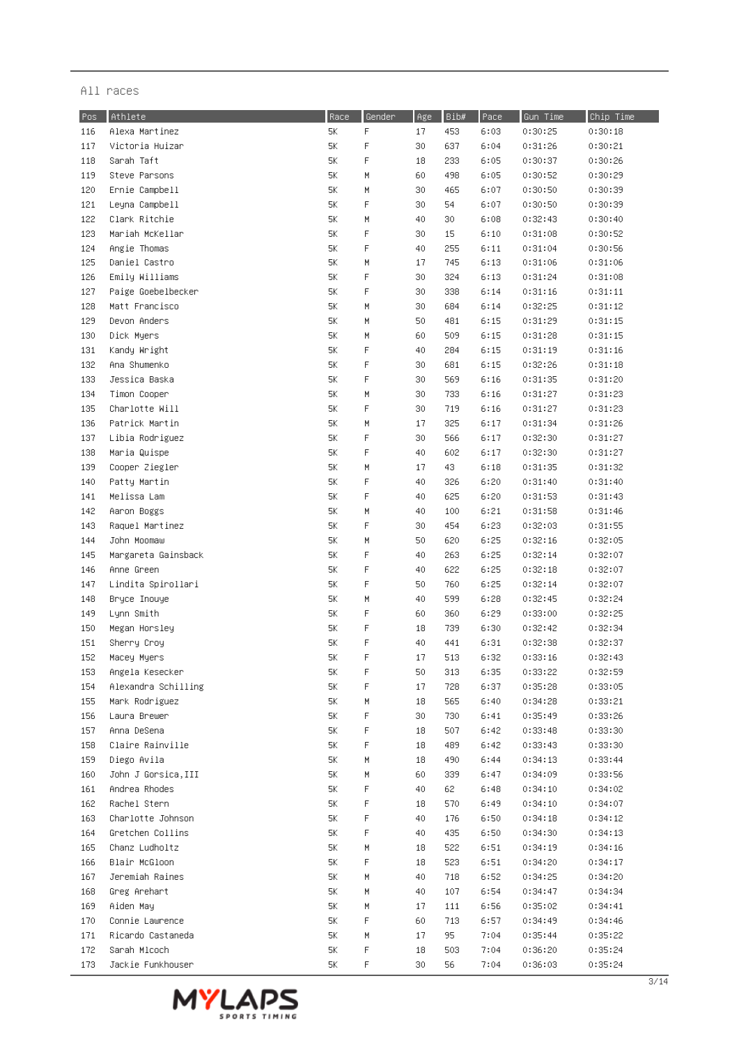All races

| Pos | Athlete | Race | Gender | Age | Bib# | Pace | Gun Time | Chip Time |
|---|---|---|---|---|---|---|---|---|
| 116 | Alexa Martinez | 5K | F | 17 | 453 | 6:03 | 0:30:25 | 0:30:18 |
| 117 | Victoria Huizar | 5K | F | 30 | 637 | 6:04 | 0:31:26 | 0:30:21 |
| 118 | Sarah Taft | 5K | F | 18 | 233 | 6:05 | 0:30:37 | 0:30:26 |
| 119 | Steve Parsons | 5K | M | 60 | 498 | 6:05 | 0:30:52 | 0:30:29 |
| 120 | Ernie Campbell | 5K | M | 30 | 465 | 6:07 | 0:30:50 | 0:30:39 |
| 121 | Leyna Campbell | 5K | F | 30 | 54 | 6:07 | 0:30:50 | 0:30:39 |
| 122 | Clark Ritchie | 5K | M | 40 | 30 | 6:08 | 0:32:43 | 0:30:40 |
| 123 | Mariah McKellar | 5K | F | 30 | 15 | 6:10 | 0:31:08 | 0:30:52 |
| 124 | Angie Thomas | 5K | F | 40 | 255 | 6:11 | 0:31:04 | 0:30:56 |
| 125 | Daniel Castro | 5K | M | 17 | 745 | 6:13 | 0:31:06 | 0:31:06 |
| 126 | Emily Williams | 5K | F | 30 | 324 | 6:13 | 0:31:24 | 0:31:08 |
| 127 | Paige Goebelbecker | 5K | F | 30 | 338 | 6:14 | 0:31:16 | 0:31:11 |
| 128 | Matt Francisco | 5K | M | 30 | 684 | 6:14 | 0:32:25 | 0:31:12 |
| 129 | Devon Anders | 5K | M | 50 | 481 | 6:15 | 0:31:29 | 0:31:15 |
| 130 | Dick Myers | 5K | M | 60 | 509 | 6:15 | 0:31:28 | 0:31:15 |
| 131 | Kandy Wright | 5K | F | 40 | 284 | 6:15 | 0:31:19 | 0:31:16 |
| 132 | Ana Shumenko | 5K | F | 30 | 681 | 6:15 | 0:32:26 | 0:31:18 |
| 133 | Jessica Baska | 5K | F | 30 | 569 | 6:16 | 0:31:35 | 0:31:20 |
| 134 | Timon Cooper | 5K | M | 30 | 733 | 6:16 | 0:31:27 | 0:31:23 |
| 135 | Charlotte Will | 5K | F | 30 | 719 | 6:16 | 0:31:27 | 0:31:23 |
| 136 | Patrick Martin | 5K | M | 17 | 325 | 6:17 | 0:31:34 | 0:31:26 |
| 137 | Libia Rodriguez | 5K | F | 30 | 566 | 6:17 | 0:32:30 | 0:31:27 |
| 138 | Maria Quispe | 5K | F | 40 | 602 | 6:17 | 0:32:30 | 0:31:27 |
| 139 | Cooper Ziegler | 5K | M | 17 | 43 | 6:18 | 0:31:35 | 0:31:32 |
| 140 | Patty Martin | 5K | F | 40 | 326 | 6:20 | 0:31:40 | 0:31:40 |
| 141 | Melissa Lam | 5K | F | 40 | 625 | 6:20 | 0:31:53 | 0:31:43 |
| 142 | Aaron Boggs | 5K | M | 40 | 100 | 6:21 | 0:31:58 | 0:31:46 |
| 143 | Raquel Martinez | 5K | F | 30 | 454 | 6:23 | 0:32:03 | 0:31:55 |
| 144 | John Moomaw | 5K | M | 50 | 620 | 6:25 | 0:32:16 | 0:32:05 |
| 145 | Margareta Gainsback | 5K | F | 40 | 263 | 6:25 | 0:32:14 | 0:32:07 |
| 146 | Anne Green | 5K | F | 40 | 622 | 6:25 | 0:32:18 | 0:32:07 |
| 147 | Lindita Spirollari | 5K | F | 50 | 760 | 6:25 | 0:32:14 | 0:32:07 |
| 148 | Bryce Inouye | 5K | M | 40 | 599 | 6:28 | 0:32:45 | 0:32:24 |
| 149 | Lynn Smith | 5K | F | 60 | 360 | 6:29 | 0:33:00 | 0:32:25 |
| 150 | Megan Horsley | 5K | F | 18 | 739 | 6:30 | 0:32:42 | 0:32:34 |
| 151 | Sherry Croy | 5K | F | 40 | 441 | 6:31 | 0:32:38 | 0:32:37 |
| 152 | Macey Myers | 5K | F | 17 | 513 | 6:32 | 0:33:16 | 0:32:43 |
| 153 | Angela Kesecker | 5K | F | 50 | 313 | 6:35 | 0:33:22 | 0:32:59 |
| 154 | Alexandra Schilling | 5K | F | 17 | 728 | 6:37 | 0:35:28 | 0:33:05 |
| 155 | Mark Rodriguez | 5K | M | 18 | 565 | 6:40 | 0:34:28 | 0:33:21 |
| 156 | Laura Brewer | 5K | F | 30 | 730 | 6:41 | 0:35:49 | 0:33:26 |
| 157 | Anna DeSena | 5K | F | 18 | 507 | 6:42 | 0:33:48 | 0:33:30 |
| 158 | Claire Rainville | 5K | F | 18 | 489 | 6:42 | 0:33:43 | 0:33:30 |
| 159 | Diego Avila | 5K | M | 18 | 490 | 6:44 | 0:34:13 | 0:33:44 |
| 160 | John J Gorsica,III | 5K | M | 60 | 339 | 6:47 | 0:34:09 | 0:33:56 |
| 161 | Andrea Rhodes | 5K | F | 40 | 62 | 6:48 | 0:34:10 | 0:34:02 |
| 162 | Rachel Stern | 5K | F | 18 | 570 | 6:49 | 0:34:10 | 0:34:07 |
| 163 | Charlotte Johnson | 5K | F | 40 | 176 | 6:50 | 0:34:18 | 0:34:12 |
| 164 | Gretchen Collins | 5K | F | 40 | 435 | 6:50 | 0:34:30 | 0:34:13 |
| 165 | Chanz Ludholtz | 5K | M | 18 | 522 | 6:51 | 0:34:19 | 0:34:16 |
| 166 | Blair McGloon | 5K | F | 18 | 523 | 6:51 | 0:34:20 | 0:34:17 |
| 167 | Jeremiah Raines | 5K | M | 40 | 718 | 6:52 | 0:34:25 | 0:34:20 |
| 168 | Greg Arehart | 5K | M | 40 | 107 | 6:54 | 0:34:47 | 0:34:34 |
| 169 | Aiden May | 5K | M | 17 | 111 | 6:56 | 0:35:02 | 0:34:41 |
| 170 | Connie Lawrence | 5K | F | 60 | 713 | 6:57 | 0:34:49 | 0:34:46 |
| 171 | Ricardo Castaneda | 5K | M | 17 | 95 | 7:04 | 0:35:44 | 0:35:22 |
| 172 | Sarah Mlcoch | 5K | F | 18 | 503 | 7:04 | 0:36:20 | 0:35:24 |
| 173 | Jackie Funkhouser | 5K | F | 30 | 56 | 7:04 | 0:36:03 | 0:35:24 |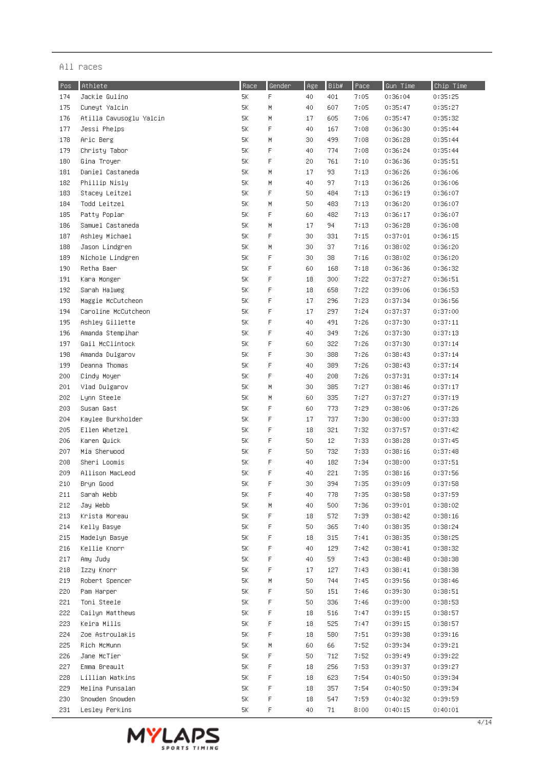All races

| Pos | Athlete | Race | Gender | Age | Bib# | Pace | Gun Time | Chip Time |
|---|---|---|---|---|---|---|---|---|
| 174 | Jackie Gulino | 5K | F | 40 | 401 | 7:05 | 0:36:04 | 0:35:25 |
| 175 | Cuneyt Yalcin | 5K | M | 40 | 607 | 7:05 | 0:35:47 | 0:35:27 |
| 176 | Atilla Cavusoglu Yalcin | 5K | M | 17 | 605 | 7:06 | 0:35:47 | 0:35:32 |
| 177 | Jessi Phelps | 5K | F | 40 | 167 | 7:08 | 0:36:30 | 0:35:44 |
| 178 | Aric Berg | 5K | M | 30 | 499 | 7:08 | 0:36:28 | 0:35:44 |
| 179 | Christy Tabor | 5K | F | 40 | 774 | 7:08 | 0:36:24 | 0:35:44 |
| 180 | Gina Troyer | 5K | F | 20 | 761 | 7:10 | 0:36:36 | 0:35:51 |
| 181 | Daniel Castaneda | 5K | M | 17 | 93 | 7:13 | 0:36:26 | 0:36:06 |
| 182 | Phillip Nisly | 5K | M | 40 | 97 | 7:13 | 0:36:26 | 0:36:06 |
| 183 | Stacey Leitzel | 5K | F | 50 | 484 | 7:13 | 0:36:19 | 0:36:07 |
| 184 | Todd Leitzel | 5K | M | 50 | 483 | 7:13 | 0:36:20 | 0:36:07 |
| 185 | Patty Poplar | 5K | F | 60 | 482 | 7:13 | 0:36:17 | 0:36:07 |
| 186 | Samuel Castaneda | 5K | M | 17 | 94 | 7:13 | 0:36:28 | 0:36:08 |
| 187 | Ashley Michael | 5K | F | 30 | 331 | 7:15 | 0:37:01 | 0:36:15 |
| 188 | Jason Lindgren | 5K | M | 30 | 37 | 7:16 | 0:38:02 | 0:36:20 |
| 189 | Nichole Lindgren | 5K | F | 30 | 38 | 7:16 | 0:38:02 | 0:36:20 |
| 190 | Retha Baer | 5K | F | 60 | 168 | 7:18 | 0:36:36 | 0:36:32 |
| 191 | Kara Monger | 5K | F | 18 | 300 | 7:22 | 0:37:27 | 0:36:51 |
| 192 | Sarah Halweg | 5K | F | 18 | 658 | 7:22 | 0:39:06 | 0:36:53 |
| 193 | Maggie McCutcheon | 5K | F | 17 | 296 | 7:23 | 0:37:34 | 0:36:56 |
| 194 | Caroline McCutcheon | 5K | F | 17 | 297 | 7:24 | 0:37:37 | 0:37:00 |
| 195 | Ashley Gillette | 5K | F | 40 | 491 | 7:26 | 0:37:30 | 0:37:11 |
| 196 | Amanda Stempihar | 5K | F | 40 | 349 | 7:26 | 0:37:30 | 0:37:13 |
| 197 | Gail McClintock | 5K | F | 60 | 322 | 7:26 | 0:37:30 | 0:37:14 |
| 198 | Amanda Dulgarov | 5K | F | 30 | 388 | 7:26 | 0:38:43 | 0:37:14 |
| 199 | Deanna Thomas | 5K | F | 40 | 389 | 7:26 | 0:38:43 | 0:37:14 |
| 200 | Cindy Moyer | 5K | F | 40 | 208 | 7:26 | 0:37:31 | 0:37:14 |
| 201 | Vlad Dulgarov | 5K | M | 30 | 385 | 7:27 | 0:38:46 | 0:37:17 |
| 202 | Lynn Steele | 5K | M | 60 | 335 | 7:27 | 0:37:27 | 0:37:19 |
| 203 | Susan Gast | 5K | F | 60 | 773 | 7:29 | 0:38:06 | 0:37:26 |
| 204 | Kaylee Burkholder | 5K | F | 17 | 737 | 7:30 | 0:38:00 | 0:37:33 |
| 205 | Ellen Whetzel | 5K | F | 18 | 321 | 7:32 | 0:37:57 | 0:37:42 |
| 206 | Karen Quick | 5K | F | 50 | 12 | 7:33 | 0:38:28 | 0:37:45 |
| 207 | Mia Sherwood | 5K | F | 50 | 732 | 7:33 | 0:38:16 | 0:37:48 |
| 208 | Sheri Loomis | 5K | F | 40 | 182 | 7:34 | 0:38:00 | 0:37:51 |
| 209 | Allison MacLeod | 5K | F | 40 | 221 | 7:35 | 0:38:16 | 0:37:56 |
| 210 | Bryn Good | 5K | F | 30 | 394 | 7:35 | 0:39:09 | 0:37:58 |
| 211 | Sarah Webb | 5K | F | 40 | 778 | 7:35 | 0:38:58 | 0:37:59 |
| 212 | Jay Webb | 5K | M | 40 | 500 | 7:36 | 0:39:01 | 0:38:02 |
| 213 | Krista Moreau | 5K | F | 18 | 572 | 7:39 | 0:38:42 | 0:38:16 |
| 214 | Kelly Basye | 5K | F | 50 | 365 | 7:40 | 0:38:35 | 0:38:24 |
| 215 | Madelyn Basye | 5K | F | 18 | 315 | 7:41 | 0:38:35 | 0:38:25 |
| 216 | Kellie Knorr | 5K | F | 40 | 129 | 7:42 | 0:38:41 | 0:38:32 |
| 217 | Amy Judy | 5K | F | 40 | 59 | 7:43 | 0:38:48 | 0:38:38 |
| 218 | Izzy Knorr | 5K | F | 17 | 127 | 7:43 | 0:38:41 | 0:38:38 |
| 219 | Robert Spencer | 5K | M | 50 | 744 | 7:45 | 0:39:56 | 0:38:46 |
| 220 | Pam Harper | 5K | F | 50 | 151 | 7:46 | 0:39:30 | 0:38:51 |
| 221 | Toni Steele | 5K | F | 50 | 336 | 7:46 | 0:39:00 | 0:38:53 |
| 222 | Cailyn Matthews | 5K | F | 18 | 516 | 7:47 | 0:39:15 | 0:38:57 |
| 223 | Keira Mills | 5K | F | 18 | 525 | 7:47 | 0:39:15 | 0:38:57 |
| 224 | Zoe Astroulakis | 5K | F | 18 | 580 | 7:51 | 0:39:38 | 0:39:16 |
| 225 | Rich McMunn | 5K | M | 60 | 66 | 7:52 | 0:39:34 | 0:39:21 |
| 226 | Jane McTier | 5K | F | 50 | 712 | 7:52 | 0:39:49 | 0:39:22 |
| 227 | Emma Breault | 5K | F | 18 | 256 | 7:53 | 0:39:37 | 0:39:27 |
| 228 | Lillian Watkins | 5K | F | 18 | 623 | 7:54 | 0:40:50 | 0:39:34 |
| 229 | Melina Punsalan | 5K | F | 18 | 357 | 7:54 | 0:40:50 | 0:39:34 |
| 230 | Snowden Snowden | 5K | F | 18 | 547 | 7:59 | 0:40:32 | 0:39:59 |
| 231 | Lesley Perkins | 5K | F | 40 | 71 | 8:00 | 0:40:15 | 0:40:01 |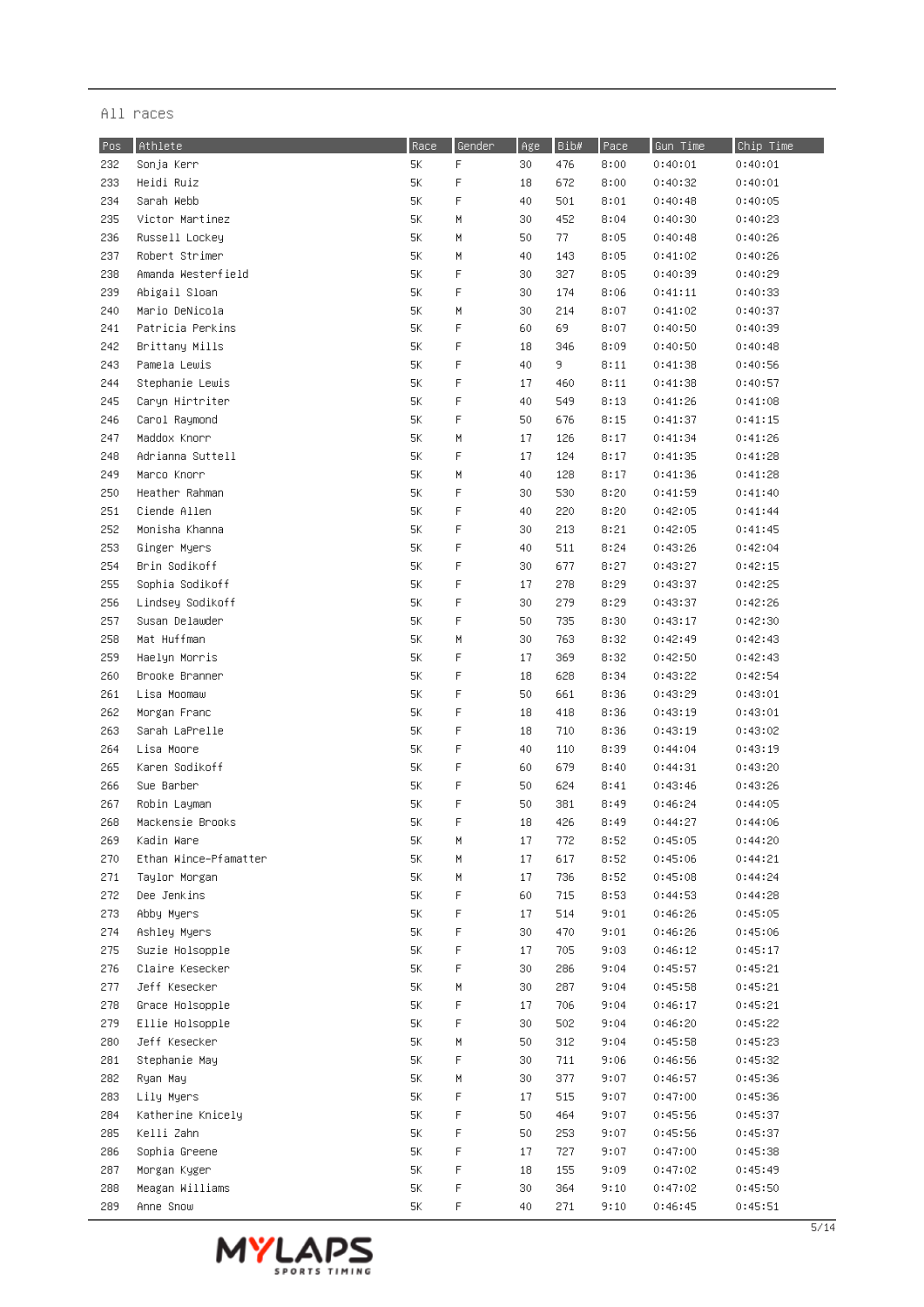All races

| Pos | Athlete | Race | Gender | Age | Bib# | Pace | Gun Time | Chip Time |
|---|---|---|---|---|---|---|---|---|
| 232 | Sonja Kerr | 5K | F | 30 | 476 | 8:00 | 0:40:01 | 0:40:01 |
| 233 | Heidi Ruiz | 5K | F | 18 | 672 | 8:00 | 0:40:32 | 0:40:01 |
| 234 | Sarah Webb | 5K | F | 40 | 501 | 8:01 | 0:40:48 | 0:40:05 |
| 235 | Victor Martinez | 5K | M | 30 | 452 | 8:04 | 0:40:30 | 0:40:23 |
| 236 | Russell Lockey | 5K | M | 50 | 77 | 8:05 | 0:40:48 | 0:40:26 |
| 237 | Robert Strimer | 5K | M | 40 | 143 | 8:05 | 0:41:02 | 0:40:26 |
| 238 | Amanda Westerfield | 5K | F | 30 | 327 | 8:05 | 0:40:39 | 0:40:29 |
| 239 | Abigail Sloan | 5K | F | 30 | 174 | 8:06 | 0:41:11 | 0:40:33 |
| 240 | Mario DeNicola | 5K | M | 30 | 214 | 8:07 | 0:41:02 | 0:40:37 |
| 241 | Patricia Perkins | 5K | F | 60 | 69 | 8:07 | 0:40:50 | 0:40:39 |
| 242 | Brittany Mills | 5K | F | 18 | 346 | 8:09 | 0:40:50 | 0:40:48 |
| 243 | Pamela Lewis | 5K | F | 40 | 9 | 8:11 | 0:41:38 | 0:40:56 |
| 244 | Stephanie Lewis | 5K | F | 17 | 460 | 8:11 | 0:41:38 | 0:40:57 |
| 245 | Caryn Hirtriter | 5K | F | 40 | 549 | 8:13 | 0:41:26 | 0:41:08 |
| 246 | Carol Raymond | 5K | F | 50 | 676 | 8:15 | 0:41:37 | 0:41:15 |
| 247 | Maddox Knorr | 5K | M | 17 | 126 | 8:17 | 0:41:34 | 0:41:26 |
| 248 | Adrianna Suttell | 5K | F | 17 | 124 | 8:17 | 0:41:35 | 0:41:28 |
| 249 | Marco Knorr | 5K | M | 40 | 128 | 8:17 | 0:41:36 | 0:41:28 |
| 250 | Heather Rahman | 5K | F | 30 | 530 | 8:20 | 0:41:59 | 0:41:40 |
| 251 | Ciende Allen | 5K | F | 40 | 220 | 8:20 | 0:42:05 | 0:41:44 |
| 252 | Monisha Khanna | 5K | F | 30 | 213 | 8:21 | 0:42:05 | 0:41:45 |
| 253 | Ginger Myers | 5K | F | 40 | 511 | 8:24 | 0:43:26 | 0:42:04 |
| 254 | Brin Sodikoff | 5K | F | 30 | 677 | 8:27 | 0:43:27 | 0:42:15 |
| 255 | Sophia Sodikoff | 5K | F | 17 | 278 | 8:29 | 0:43:37 | 0:42:25 |
| 256 | Lindsey Sodikoff | 5K | F | 30 | 279 | 8:29 | 0:43:37 | 0:42:26 |
| 257 | Susan Delawder | 5K | F | 50 | 735 | 8:30 | 0:43:17 | 0:42:30 |
| 258 | Mat Huffman | 5K | M | 30 | 763 | 8:32 | 0:42:49 | 0:42:43 |
| 259 | Haelyn Morris | 5K | F | 17 | 369 | 8:32 | 0:42:50 | 0:42:43 |
| 260 | Brooke Branner | 5K | F | 18 | 628 | 8:34 | 0:43:22 | 0:42:54 |
| 261 | Lisa Moomaw | 5K | F | 50 | 661 | 8:36 | 0:43:29 | 0:43:01 |
| 262 | Morgan Franc | 5K | F | 18 | 418 | 8:36 | 0:43:19 | 0:43:01 |
| 263 | Sarah LaPrelle | 5K | F | 18 | 710 | 8:36 | 0:43:19 | 0:43:02 |
| 264 | Lisa Moore | 5K | F | 40 | 110 | 8:39 | 0:44:04 | 0:43:19 |
| 265 | Karen Sodikoff | 5K | F | 60 | 679 | 8:40 | 0:44:31 | 0:43:20 |
| 266 | Sue Barber | 5K | F | 50 | 624 | 8:41 | 0:43:46 | 0:43:26 |
| 267 | Robin Layman | 5K | F | 50 | 381 | 8:49 | 0:46:24 | 0:44:05 |
| 268 | Mackensie Brooks | 5K | F | 18 | 426 | 8:49 | 0:44:27 | 0:44:06 |
| 269 | Kadin Ware | 5K | M | 17 | 772 | 8:52 | 0:45:05 | 0:44:20 |
| 270 | Ethan Wince-Pfamatter | 5K | M | 17 | 617 | 8:52 | 0:45:06 | 0:44:21 |
| 271 | Taylor Morgan | 5K | M | 17 | 736 | 8:52 | 0:45:08 | 0:44:24 |
| 272 | Dee Jenkins | 5K | F | 60 | 715 | 8:53 | 0:44:53 | 0:44:28 |
| 273 | Abby Myers | 5K | F | 17 | 514 | 9:01 | 0:46:26 | 0:45:05 |
| 274 | Ashley Myers | 5K | F | 30 | 470 | 9:01 | 0:46:26 | 0:45:06 |
| 275 | Suzie Holsopple | 5K | F | 17 | 705 | 9:03 | 0:46:12 | 0:45:17 |
| 276 | Claire Kesecker | 5K | F | 30 | 286 | 9:04 | 0:45:57 | 0:45:21 |
| 277 | Jeff Kesecker | 5K | M | 30 | 287 | 9:04 | 0:45:58 | 0:45:21 |
| 278 | Grace Holsopple | 5K | F | 17 | 706 | 9:04 | 0:46:17 | 0:45:21 |
| 279 | Ellie Holsopple | 5K | F | 30 | 502 | 9:04 | 0:46:20 | 0:45:22 |
| 280 | Jeff Kesecker | 5K | M | 50 | 312 | 9:04 | 0:45:58 | 0:45:23 |
| 281 | Stephanie May | 5K | F | 30 | 711 | 9:06 | 0:46:56 | 0:45:32 |
| 282 | Ryan May | 5K | M | 30 | 377 | 9:07 | 0:46:57 | 0:45:36 |
| 283 | Lily Myers | 5K | F | 17 | 515 | 9:07 | 0:47:00 | 0:45:36 |
| 284 | Katherine Knicely | 5K | F | 50 | 464 | 9:07 | 0:45:56 | 0:45:37 |
| 285 | Kelli Zahn | 5K | F | 50 | 253 | 9:07 | 0:45:56 | 0:45:37 |
| 286 | Sophia Greene | 5K | F | 17 | 727 | 9:07 | 0:47:00 | 0:45:38 |
| 287 | Morgan Kyger | 5K | F | 18 | 155 | 9:09 | 0:47:02 | 0:45:49 |
| 288 | Meagan Williams | 5K | F | 30 | 364 | 9:10 | 0:47:02 | 0:45:50 |
| 289 | Anne Snow | 5K | F | 40 | 271 | 9:10 | 0:46:45 | 0:45:51 |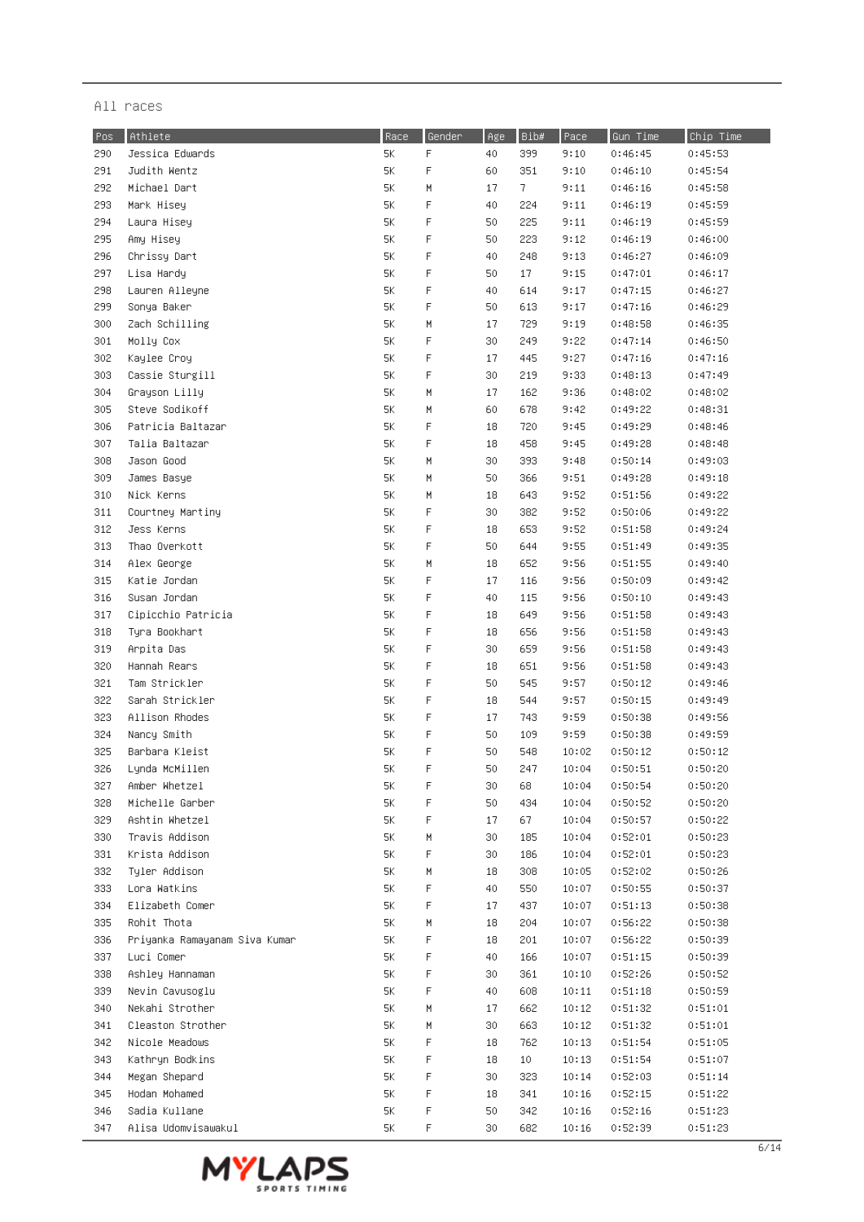All races

| Pos | Athlete | Race | Gender | Age | Bib# | Pace | Gun Time | Chip Time |
|---|---|---|---|---|---|---|---|---|
| 290 | Jessica Edwards | 5K | F | 40 | 399 | 9:10 | 0:46:45 | 0:45:53 |
| 291 | Judith Wentz | 5K | F | 60 | 351 | 9:10 | 0:46:10 | 0:45:54 |
| 292 | Michael Dart | 5K | M | 17 | 7 | 9:11 | 0:46:16 | 0:45:58 |
| 293 | Mark Hisey | 5K | F | 40 | 224 | 9:11 | 0:46:19 | 0:45:59 |
| 294 | Laura Hisey | 5K | F | 50 | 225 | 9:11 | 0:46:19 | 0:45:59 |
| 295 | Amy Hisey | 5K | F | 50 | 223 | 9:12 | 0:46:19 | 0:46:00 |
| 296 | Chrissy Dart | 5K | F | 40 | 248 | 9:13 | 0:46:27 | 0:46:09 |
| 297 | Lisa Hardy | 5K | F | 50 | 17 | 9:15 | 0:47:01 | 0:46:17 |
| 298 | Lauren Alleyne | 5K | F | 40 | 614 | 9:17 | 0:47:15 | 0:46:27 |
| 299 | Sonya Baker | 5K | F | 50 | 613 | 9:17 | 0:47:16 | 0:46:29 |
| 300 | Zach Schilling | 5K | M | 17 | 729 | 9:19 | 0:48:58 | 0:46:35 |
| 301 | Molly Cox | 5K | F | 30 | 249 | 9:22 | 0:47:14 | 0:46:50 |
| 302 | Kaylee Croy | 5K | F | 17 | 445 | 9:27 | 0:47:16 | 0:47:16 |
| 303 | Cassie Sturgill | 5K | F | 30 | 219 | 9:33 | 0:48:13 | 0:47:49 |
| 304 | Grayson Lilly | 5K | M | 17 | 162 | 9:36 | 0:48:02 | 0:48:02 |
| 305 | Steve Sodikoff | 5K | M | 60 | 678 | 9:42 | 0:49:22 | 0:48:31 |
| 306 | Patricia Baltazar | 5K | F | 18 | 720 | 9:45 | 0:49:29 | 0:48:46 |
| 307 | Talia Baltazar | 5K | F | 18 | 458 | 9:45 | 0:49:28 | 0:48:48 |
| 308 | Jason Good | 5K | M | 30 | 393 | 9:48 | 0:50:14 | 0:49:03 |
| 309 | James Basye | 5K | M | 50 | 366 | 9:51 | 0:49:28 | 0:49:18 |
| 310 | Nick Kerns | 5K | M | 18 | 643 | 9:52 | 0:51:56 | 0:49:22 |
| 311 | Courtney Martiny | 5K | F | 30 | 382 | 9:52 | 0:50:06 | 0:49:22 |
| 312 | Jess Kerns | 5K | F | 18 | 653 | 9:52 | 0:51:58 | 0:49:24 |
| 313 | Thao Overkott | 5K | F | 50 | 644 | 9:55 | 0:51:49 | 0:49:35 |
| 314 | Alex George | 5K | M | 18 | 652 | 9:56 | 0:51:55 | 0:49:40 |
| 315 | Katie Jordan | 5K | F | 17 | 116 | 9:56 | 0:50:09 | 0:49:42 |
| 316 | Susan Jordan | 5K | F | 40 | 115 | 9:56 | 0:50:10 | 0:49:43 |
| 317 | Cipicchio Patricia | 5K | F | 18 | 649 | 9:56 | 0:51:58 | 0:49:43 |
| 318 | Tyra Bookhart | 5K | F | 18 | 656 | 9:56 | 0:51:58 | 0:49:43 |
| 319 | Arpita Das | 5K | F | 30 | 659 | 9:56 | 0:51:58 | 0:49:43 |
| 320 | Hannah Rears | 5K | F | 18 | 651 | 9:56 | 0:51:58 | 0:49:43 |
| 321 | Tam Strickler | 5K | F | 50 | 545 | 9:57 | 0:50:12 | 0:49:46 |
| 322 | Sarah Strickler | 5K | F | 18 | 544 | 9:57 | 0:50:15 | 0:49:49 |
| 323 | Allison Rhodes | 5K | F | 17 | 743 | 9:59 | 0:50:38 | 0:49:56 |
| 324 | Nancy Smith | 5K | F | 50 | 109 | 9:59 | 0:50:38 | 0:49:59 |
| 325 | Barbara Kleist | 5K | F | 50 | 548 | 10:02 | 0:50:12 | 0:50:12 |
| 326 | Lynda McMillen | 5K | F | 50 | 247 | 10:04 | 0:50:51 | 0:50:20 |
| 327 | Amber Whetzel | 5K | F | 30 | 68 | 10:04 | 0:50:54 | 0:50:20 |
| 328 | Michelle Garber | 5K | F | 50 | 434 | 10:04 | 0:50:52 | 0:50:20 |
| 329 | Ashtin Whetzel | 5K | F | 17 | 67 | 10:04 | 0:50:57 | 0:50:22 |
| 330 | Travis Addison | 5K | M | 30 | 185 | 10:04 | 0:52:01 | 0:50:23 |
| 331 | Krista Addison | 5K | F | 30 | 186 | 10:04 | 0:52:01 | 0:50:23 |
| 332 | Tyler Addison | 5K | M | 18 | 308 | 10:05 | 0:52:02 | 0:50:26 |
| 333 | Lora Watkins | 5K | F | 40 | 550 | 10:07 | 0:50:55 | 0:50:37 |
| 334 | Elizabeth Comer | 5K | F | 17 | 437 | 10:07 | 0:51:13 | 0:50:38 |
| 335 | Rohit Thota | 5K | M | 18 | 204 | 10:07 | 0:56:22 | 0:50:38 |
| 336 | Priyanka Ramayanam Siva Kumar | 5K | F | 18 | 201 | 10:07 | 0:56:22 | 0:50:39 |
| 337 | Luci Comer | 5K | F | 40 | 166 | 10:07 | 0:51:15 | 0:50:39 |
| 338 | Ashley Hannaman | 5K | F | 30 | 361 | 10:10 | 0:52:26 | 0:50:52 |
| 339 | Nevin Cavusoglu | 5K | F | 40 | 608 | 10:11 | 0:51:18 | 0:50:59 |
| 340 | Nekahi Strother | 5K | M | 17 | 662 | 10:12 | 0:51:32 | 0:51:01 |
| 341 | Cleaston Strother | 5K | M | 30 | 663 | 10:12 | 0:51:32 | 0:51:01 |
| 342 | Nicole Meadows | 5K | F | 18 | 762 | 10:13 | 0:51:54 | 0:51:05 |
| 343 | Kathryn Bodkins | 5K | F | 18 | 10 | 10:13 | 0:51:54 | 0:51:07 |
| 344 | Megan Shepard | 5K | F | 30 | 323 | 10:14 | 0:52:03 | 0:51:14 |
| 345 | Hodan Mohamed | 5K | F | 18 | 341 | 10:16 | 0:52:15 | 0:51:22 |
| 346 | Sadia Kullane | 5K | F | 50 | 342 | 10:16 | 0:52:16 | 0:51:23 |
| 347 | Alisa Udomvisawakul | 5K | F | 30 | 682 | 10:16 | 0:52:39 | 0:51:23 |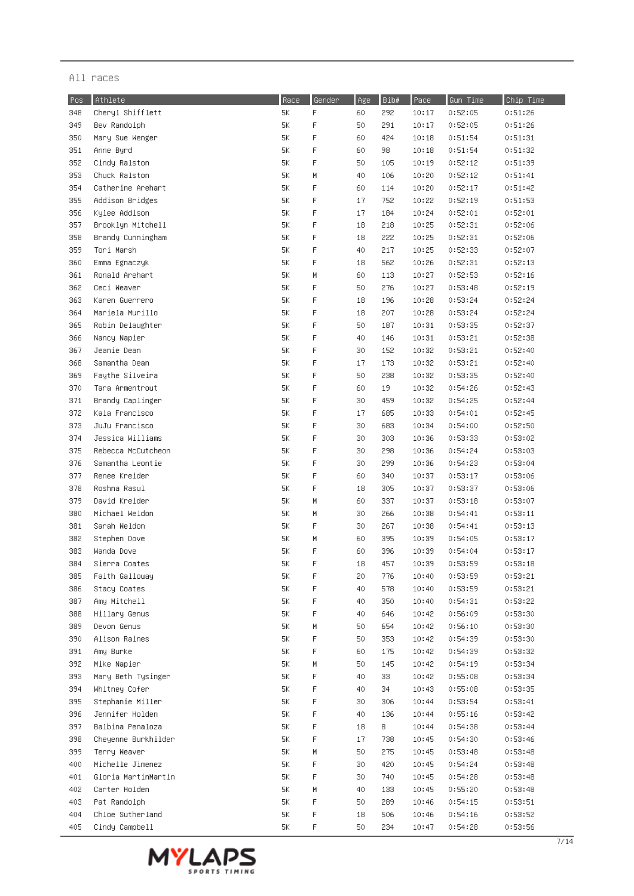All races

| Pos | Athlete | Race | Gender | Age | Bib# | Pace | Gun Time | Chip Time |
|---|---|---|---|---|---|---|---|---|
| 348 | Cheryl Shifflett | 5K | F | 60 | 292 | 10:17 | 0:52:05 | 0:51:26 |
| 349 | Bev Randolph | 5K | F | 50 | 291 | 10:17 | 0:52:05 | 0:51:26 |
| 350 | Mary Sue Wenger | 5K | F | 60 | 424 | 10:18 | 0:51:54 | 0:51:31 |
| 351 | Anne Byrd | 5K | F | 60 | 98 | 10:18 | 0:51:54 | 0:51:32 |
| 352 | Cindy Ralston | 5K | F | 50 | 105 | 10:19 | 0:52:12 | 0:51:39 |
| 353 | Chuck Ralston | 5K | M | 40 | 106 | 10:20 | 0:52:12 | 0:51:41 |
| 354 | Catherine Arehart | 5K | F | 60 | 114 | 10:20 | 0:52:17 | 0:51:42 |
| 355 | Addison Bridges | 5K | F | 17 | 752 | 10:22 | 0:52:19 | 0:51:53 |
| 356 | Kylee Addison | 5K | F | 17 | 184 | 10:24 | 0:52:01 | 0:52:01 |
| 357 | Brooklyn Mitchell | 5K | F | 18 | 218 | 10:25 | 0:52:31 | 0:52:06 |
| 358 | Brandy Cunningham | 5K | F | 18 | 222 | 10:25 | 0:52:31 | 0:52:06 |
| 359 | Tori Marsh | 5K | F | 40 | 217 | 10:25 | 0:52:33 | 0:52:07 |
| 360 | Emma Egnaczyk | 5K | F | 18 | 562 | 10:26 | 0:52:31 | 0:52:13 |
| 361 | Ronald Arehart | 5K | M | 60 | 113 | 10:27 | 0:52:53 | 0:52:16 |
| 362 | Ceci Weaver | 5K | F | 50 | 276 | 10:27 | 0:53:48 | 0:52:19 |
| 363 | Karen Guerrero | 5K | F | 18 | 196 | 10:28 | 0:53:24 | 0:52:24 |
| 364 | Mariela Murillo | 5K | F | 18 | 207 | 10:28 | 0:53:24 | 0:52:24 |
| 365 | Robin Delaughter | 5K | F | 50 | 187 | 10:31 | 0:53:35 | 0:52:37 |
| 366 | Nancy Napier | 5K | F | 40 | 146 | 10:31 | 0:53:21 | 0:52:38 |
| 367 | Jeanie Dean | 5K | F | 30 | 152 | 10:32 | 0:53:21 | 0:52:40 |
| 368 | Samantha Dean | 5K | F | 17 | 173 | 10:32 | 0:53:21 | 0:52:40 |
| 369 | Faythe Silveira | 5K | F | 50 | 238 | 10:32 | 0:53:35 | 0:52:40 |
| 370 | Tara Armentrout | 5K | F | 60 | 19 | 10:32 | 0:54:26 | 0:52:43 |
| 371 | Brandy Caplinger | 5K | F | 30 | 459 | 10:32 | 0:54:25 | 0:52:44 |
| 372 | Kaia Francisco | 5K | F | 17 | 685 | 10:33 | 0:54:01 | 0:52:45 |
| 373 | JuJu Francisco | 5K | F | 30 | 683 | 10:34 | 0:54:00 | 0:52:50 |
| 374 | Jessica Williams | 5K | F | 30 | 303 | 10:36 | 0:53:33 | 0:53:02 |
| 375 | Rebecca McCutcheon | 5K | F | 30 | 298 | 10:36 | 0:54:24 | 0:53:03 |
| 376 | Samantha Leontie | 5K | F | 30 | 299 | 10:36 | 0:54:23 | 0:53:04 |
| 377 | Renee Kreider | 5K | F | 60 | 340 | 10:37 | 0:53:17 | 0:53:06 |
| 378 | Roshna Rasul | 5K | F | 18 | 305 | 10:37 | 0:53:37 | 0:53:06 |
| 379 | David Kreider | 5K | M | 60 | 337 | 10:37 | 0:53:18 | 0:53:07 |
| 380 | Michael Weldon | 5K | M | 30 | 266 | 10:38 | 0:54:41 | 0:53:11 |
| 381 | Sarah Weldon | 5K | F | 30 | 267 | 10:38 | 0:54:41 | 0:53:13 |
| 382 | Stephen Dove | 5K | M | 60 | 395 | 10:39 | 0:54:05 | 0:53:17 |
| 383 | Wanda Dove | 5K | F | 60 | 396 | 10:39 | 0:54:04 | 0:53:17 |
| 384 | Sierra Coates | 5K | F | 18 | 457 | 10:39 | 0:53:59 | 0:53:18 |
| 385 | Faith Galloway | 5K | F | 20 | 776 | 10:40 | 0:53:59 | 0:53:21 |
| 386 | Stacy Coates | 5K | F | 40 | 578 | 10:40 | 0:53:59 | 0:53:21 |
| 387 | Amy Mitchell | 5K | F | 40 | 350 | 10:40 | 0:54:31 | 0:53:22 |
| 388 | Hillary Genus | 5K | F | 40 | 646 | 10:42 | 0:56:09 | 0:53:30 |
| 389 | Devon Genus | 5K | M | 50 | 654 | 10:42 | 0:56:10 | 0:53:30 |
| 390 | Alison Raines | 5K | F | 50 | 353 | 10:42 | 0:54:39 | 0:53:30 |
| 391 | Amy Burke | 5K | F | 60 | 175 | 10:42 | 0:54:39 | 0:53:32 |
| 392 | Mike Napier | 5K | M | 50 | 145 | 10:42 | 0:54:19 | 0:53:34 |
| 393 | Mary Beth Tysinger | 5K | F | 40 | 33 | 10:42 | 0:55:08 | 0:53:34 |
| 394 | Whitney Cofer | 5K | F | 40 | 34 | 10:43 | 0:55:08 | 0:53:35 |
| 395 | Stephanie Miller | 5K | F | 30 | 306 | 10:44 | 0:53:54 | 0:53:41 |
| 396 | Jennifer Holden | 5K | F | 40 | 136 | 10:44 | 0:55:16 | 0:53:42 |
| 397 | Balbina Penaloza | 5K | F | 18 | 8 | 10:44 | 0:54:38 | 0:53:44 |
| 398 | Cheyenne Burkhilder | 5K | F | 17 | 738 | 10:45 | 0:54:30 | 0:53:46 |
| 399 | Terry Weaver | 5K | M | 50 | 275 | 10:45 | 0:53:48 | 0:53:48 |
| 400 | Michelle Jimenez | 5K | F | 30 | 420 | 10:45 | 0:54:24 | 0:53:48 |
| 401 | Gloria MartinMartin | 5K | F | 30 | 740 | 10:45 | 0:54:28 | 0:53:48 |
| 402 | Carter Holden | 5K | M | 40 | 133 | 10:45 | 0:55:20 | 0:53:48 |
| 403 | Pat Randolph | 5K | F | 50 | 289 | 10:46 | 0:54:15 | 0:53:51 |
| 404 | Chloe Sutherland | 5K | F | 18 | 506 | 10:46 | 0:54:16 | 0:53:52 |
| 405 | Cindy Campbell | 5K | F | 50 | 234 | 10:47 | 0:54:28 | 0:53:56 |

MYLAPS SPORTS TIMING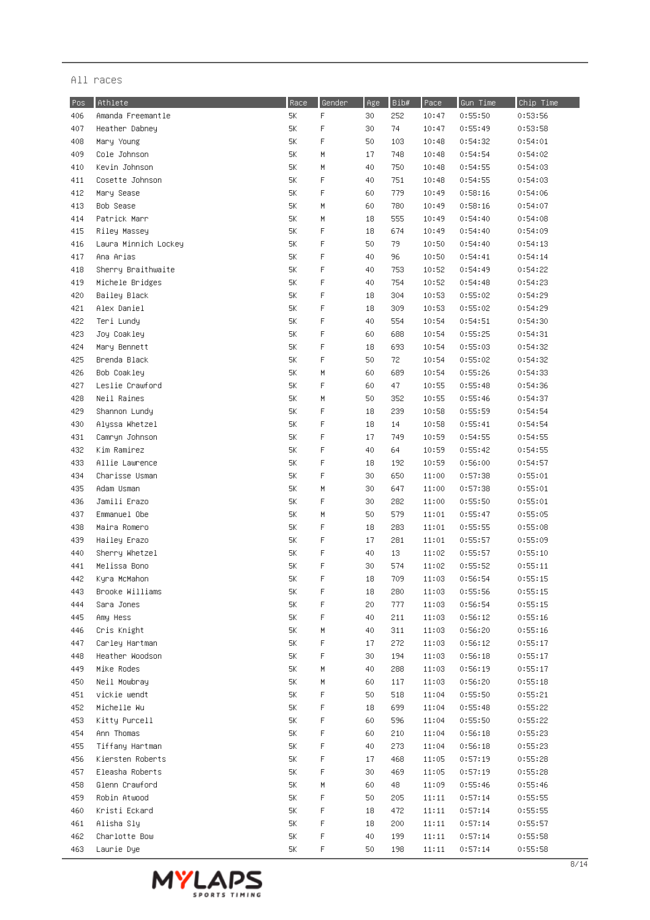All races

| Pos | Athlete | Race | Gender | Age | Bib# | Pace | Gun Time | Chip Time |
|---|---|---|---|---|---|---|---|---|
| 406 | Amanda Freemantle | 5K | F | 30 | 252 | 10:47 | 0:55:50 | 0:53:56 |
| 407 | Heather Dabney | 5K | F | 30 | 74 | 10:47 | 0:55:49 | 0:53:58 |
| 408 | Mary Young | 5K | F | 50 | 103 | 10:48 | 0:54:32 | 0:54:01 |
| 409 | Cole Johnson | 5K | M | 17 | 748 | 10:48 | 0:54:54 | 0:54:02 |
| 410 | Kevin Johnson | 5K | M | 40 | 750 | 10:48 | 0:54:55 | 0:54:03 |
| 411 | Cosette Johnson | 5K | F | 40 | 751 | 10:48 | 0:54:55 | 0:54:03 |
| 412 | Mary Sease | 5K | F | 60 | 779 | 10:49 | 0:58:16 | 0:54:06 |
| 413 | Bob Sease | 5K | M | 60 | 780 | 10:49 | 0:58:16 | 0:54:07 |
| 414 | Patrick Marr | 5K | M | 18 | 555 | 10:49 | 0:54:40 | 0:54:08 |
| 415 | Riley Massey | 5K | F | 18 | 674 | 10:49 | 0:54:40 | 0:54:09 |
| 416 | Laura Minnich Lockey | 5K | F | 50 | 79 | 10:50 | 0:54:40 | 0:54:13 |
| 417 | Ana Arias | 5K | F | 40 | 96 | 10:50 | 0:54:41 | 0:54:14 |
| 418 | Sherry Braithwaite | 5K | F | 40 | 753 | 10:52 | 0:54:49 | 0:54:22 |
| 419 | Michele Bridges | 5K | F | 40 | 754 | 10:52 | 0:54:48 | 0:54:23 |
| 420 | Bailey Black | 5K | F | 18 | 304 | 10:53 | 0:55:02 | 0:54:29 |
| 421 | Alex Daniel | 5K | F | 18 | 309 | 10:53 | 0:55:02 | 0:54:29 |
| 422 | Teri Lundy | 5K | F | 40 | 554 | 10:54 | 0:54:51 | 0:54:30 |
| 423 | Joy Coakley | 5K | F | 60 | 688 | 10:54 | 0:55:25 | 0:54:31 |
| 424 | Mary Bennett | 5K | F | 18 | 693 | 10:54 | 0:55:03 | 0:54:32 |
| 425 | Brenda Black | 5K | F | 50 | 72 | 10:54 | 0:55:02 | 0:54:32 |
| 426 | Bob Coakley | 5K | M | 60 | 689 | 10:54 | 0:55:26 | 0:54:33 |
| 427 | Leslie Crawford | 5K | F | 60 | 47 | 10:55 | 0:55:48 | 0:54:36 |
| 428 | Neil Raines | 5K | M | 50 | 352 | 10:55 | 0:55:46 | 0:54:37 |
| 429 | Shannon Lundy | 5K | F | 18 | 239 | 10:58 | 0:55:59 | 0:54:54 |
| 430 | Alyssa Whetzel | 5K | F | 18 | 14 | 10:58 | 0:55:41 | 0:54:54 |
| 431 | Camryn Johnson | 5K | F | 17 | 749 | 10:59 | 0:54:55 | 0:54:55 |
| 432 | Kim Ramirez | 5K | F | 40 | 64 | 10:59 | 0:55:42 | 0:54:55 |
| 433 | Allie Lawrence | 5K | F | 18 | 192 | 10:59 | 0:56:00 | 0:54:57 |
| 434 | Charisse Usman | 5K | F | 30 | 650 | 11:00 | 0:57:38 | 0:55:01 |
| 435 | Adam Usman | 5K | M | 30 | 647 | 11:00 | 0:57:38 | 0:55:01 |
| 436 | Jamili Erazo | 5K | F | 30 | 282 | 11:00 | 0:55:50 | 0:55:01 |
| 437 | Emmanuel Obe | 5K | M | 50 | 579 | 11:01 | 0:55:47 | 0:55:05 |
| 438 | Maira Romero | 5K | F | 18 | 283 | 11:01 | 0:55:55 | 0:55:08 |
| 439 | Hailey Erazo | 5K | F | 17 | 281 | 11:01 | 0:55:57 | 0:55:09 |
| 440 | Sherry Whetzel | 5K | F | 40 | 13 | 11:02 | 0:55:57 | 0:55:10 |
| 441 | Melissa Bono | 5K | F | 30 | 574 | 11:02 | 0:55:52 | 0:55:11 |
| 442 | Kyra McMahon | 5K | F | 18 | 709 | 11:03 | 0:56:54 | 0:55:15 |
| 443 | Brooke Williams | 5K | F | 18 | 280 | 11:03 | 0:55:56 | 0:55:15 |
| 444 | Sara Jones | 5K | F | 20 | 777 | 11:03 | 0:56:54 | 0:55:15 |
| 445 | Amy Hess | 5K | F | 40 | 211 | 11:03 | 0:56:12 | 0:55:16 |
| 446 | Cris Knight | 5K | M | 40 | 311 | 11:03 | 0:56:20 | 0:55:16 |
| 447 | Carley Hartman | 5K | F | 17 | 272 | 11:03 | 0:56:12 | 0:55:17 |
| 448 | Heather Woodson | 5K | F | 30 | 194 | 11:03 | 0:56:18 | 0:55:17 |
| 449 | Mike Rodes | 5K | M | 40 | 288 | 11:03 | 0:56:19 | 0:55:17 |
| 450 | Neil Mowbray | 5K | M | 60 | 117 | 11:03 | 0:56:20 | 0:55:18 |
| 451 | vickie wendt | 5K | F | 50 | 518 | 11:04 | 0:55:50 | 0:55:21 |
| 452 | Michelle Wu | 5K | F | 18 | 699 | 11:04 | 0:55:48 | 0:55:22 |
| 453 | Kitty Purcell | 5K | F | 60 | 596 | 11:04 | 0:55:50 | 0:55:22 |
| 454 | Ann Thomas | 5K | F | 60 | 210 | 11:04 | 0:56:18 | 0:55:23 |
| 455 | Tiffany Hartman | 5K | F | 40 | 273 | 11:04 | 0:56:18 | 0:55:23 |
| 456 | Kiersten Roberts | 5K | F | 17 | 468 | 11:05 | 0:57:19 | 0:55:28 |
| 457 | Eleasha Roberts | 5K | F | 30 | 469 | 11:05 | 0:57:19 | 0:55:28 |
| 458 | Glenn Crawford | 5K | M | 60 | 48 | 11:09 | 0:55:46 | 0:55:46 |
| 459 | Robin Atwood | 5K | F | 50 | 205 | 11:11 | 0:57:14 | 0:55:55 |
| 460 | Kristi Eckard | 5K | F | 18 | 472 | 11:11 | 0:57:14 | 0:55:55 |
| 461 | Alisha Sly | 5K | F | 18 | 200 | 11:11 | 0:57:14 | 0:55:57 |
| 462 | Charlotte Bow | 5K | F | 40 | 199 | 11:11 | 0:57:14 | 0:55:58 |
| 463 | Laurie Dye | 5K | F | 50 | 198 | 11:11 | 0:57:14 | 0:55:58 |

MYLAPS SPORTS TIMING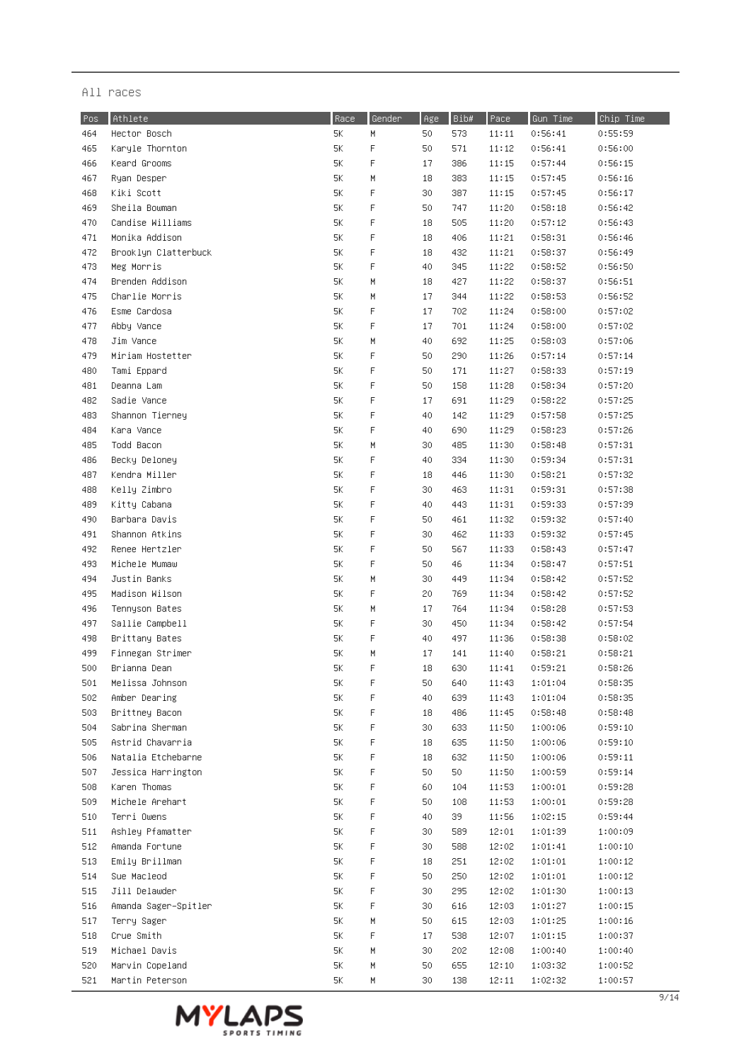All races

| Pos | Athlete | Race | Gender | Age | Bib# | Pace | Gun Time | Chip Time |
|---|---|---|---|---|---|---|---|---|
| 464 | Hector Bosch | 5K | M | 50 | 573 | 11:11 | 0:56:41 | 0:55:59 |
| 465 | Karyle Thornton | 5K | F | 50 | 571 | 11:12 | 0:56:41 | 0:56:00 |
| 466 | Keard Grooms | 5K | F | 17 | 386 | 11:15 | 0:57:44 | 0:56:15 |
| 467 | Ryan Desper | 5K | M | 18 | 383 | 11:15 | 0:57:45 | 0:56:16 |
| 468 | Kiki Scott | 5K | F | 30 | 387 | 11:15 | 0:57:45 | 0:56:17 |
| 469 | Sheila Bowman | 5K | F | 50 | 747 | 11:20 | 0:58:18 | 0:56:42 |
| 470 | Candise Williams | 5K | F | 18 | 505 | 11:20 | 0:57:12 | 0:56:43 |
| 471 | Monika Addison | 5K | F | 18 | 406 | 11:21 | 0:58:31 | 0:56:46 |
| 472 | Brooklyn Clatterbuck | 5K | F | 18 | 432 | 11:21 | 0:58:37 | 0:56:49 |
| 473 | Meg Morris | 5K | F | 40 | 345 | 11:22 | 0:58:52 | 0:56:50 |
| 474 | Brenden Addison | 5K | M | 18 | 427 | 11:22 | 0:58:37 | 0:56:51 |
| 475 | Charlie Morris | 5K | M | 17 | 344 | 11:22 | 0:58:53 | 0:56:52 |
| 476 | Esme Cardosa | 5K | F | 17 | 702 | 11:24 | 0:58:00 | 0:57:02 |
| 477 | Abby Vance | 5K | F | 17 | 701 | 11:24 | 0:58:00 | 0:57:02 |
| 478 | Jim Vance | 5K | M | 40 | 692 | 11:25 | 0:58:03 | 0:57:06 |
| 479 | Miriam Hostetter | 5K | F | 50 | 290 | 11:26 | 0:57:14 | 0:57:14 |
| 480 | Tami Eppard | 5K | F | 50 | 171 | 11:27 | 0:58:33 | 0:57:19 |
| 481 | Deanna Lam | 5K | F | 50 | 158 | 11:28 | 0:58:34 | 0:57:20 |
| 482 | Sadie Vance | 5K | F | 17 | 691 | 11:29 | 0:58:22 | 0:57:25 |
| 483 | Shannon Tierney | 5K | F | 40 | 142 | 11:29 | 0:57:58 | 0:57:25 |
| 484 | Kara Vance | 5K | F | 40 | 690 | 11:29 | 0:58:23 | 0:57:26 |
| 485 | Todd Bacon | 5K | M | 30 | 485 | 11:30 | 0:58:48 | 0:57:31 |
| 486 | Becky Deloney | 5K | F | 40 | 334 | 11:30 | 0:59:34 | 0:57:31 |
| 487 | Kendra Miller | 5K | F | 18 | 446 | 11:30 | 0:58:21 | 0:57:32 |
| 488 | Kelly Zimbro | 5K | F | 30 | 463 | 11:31 | 0:59:31 | 0:57:38 |
| 489 | Kitty Cabana | 5K | F | 40 | 443 | 11:31 | 0:59:33 | 0:57:39 |
| 490 | Barbara Davis | 5K | F | 50 | 461 | 11:32 | 0:59:32 | 0:57:40 |
| 491 | Shannon Atkins | 5K | F | 30 | 462 | 11:33 | 0:59:32 | 0:57:45 |
| 492 | Renee Hertzler | 5K | F | 50 | 567 | 11:33 | 0:58:43 | 0:57:47 |
| 493 | Michele Mumaw | 5K | F | 50 | 46 | 11:34 | 0:58:47 | 0:57:51 |
| 494 | Justin Banks | 5K | M | 30 | 449 | 11:34 | 0:58:42 | 0:57:52 |
| 495 | Madison Wilson | 5K | F | 20 | 769 | 11:34 | 0:58:42 | 0:57:52 |
| 496 | Tennyson Bates | 5K | M | 17 | 764 | 11:34 | 0:58:28 | 0:57:53 |
| 497 | Sallie Campbell | 5K | F | 30 | 450 | 11:34 | 0:58:42 | 0:57:54 |
| 498 | Brittany Bates | 5K | F | 40 | 497 | 11:36 | 0:58:38 | 0:58:02 |
| 499 | Finnegan Strimer | 5K | M | 17 | 141 | 11:40 | 0:58:21 | 0:58:21 |
| 500 | Brianna Dean | 5K | F | 18 | 630 | 11:41 | 0:59:21 | 0:58:26 |
| 501 | Melissa Johnson | 5K | F | 50 | 640 | 11:43 | 1:01:04 | 0:58:35 |
| 502 | Amber Dearing | 5K | F | 40 | 639 | 11:43 | 1:01:04 | 0:58:35 |
| 503 | Brittney Bacon | 5K | F | 18 | 486 | 11:45 | 0:58:48 | 0:58:48 |
| 504 | Sabrina Sherman | 5K | F | 30 | 633 | 11:50 | 1:00:06 | 0:59:10 |
| 505 | Astrid Chavarria | 5K | F | 18 | 635 | 11:50 | 1:00:06 | 0:59:10 |
| 506 | Natalia Etchebarne | 5K | F | 18 | 632 | 11:50 | 1:00:06 | 0:59:11 |
| 507 | Jessica Harrington | 5K | F | 50 | 50 | 11:50 | 1:00:59 | 0:59:14 |
| 508 | Karen Thomas | 5K | F | 60 | 104 | 11:53 | 1:00:01 | 0:59:28 |
| 509 | Michele Arehart | 5K | F | 50 | 108 | 11:53 | 1:00:01 | 0:59:28 |
| 510 | Terri Owens | 5K | F | 40 | 39 | 11:56 | 1:02:15 | 0:59:44 |
| 511 | Ashley Pfamatter | 5K | F | 30 | 589 | 12:01 | 1:01:39 | 1:00:09 |
| 512 | Amanda Fortune | 5K | F | 30 | 588 | 12:02 | 1:01:41 | 1:00:10 |
| 513 | Emily Brillman | 5K | F | 18 | 251 | 12:02 | 1:01:01 | 1:00:12 |
| 514 | Sue Macleod | 5K | F | 50 | 250 | 12:02 | 1:01:01 | 1:00:12 |
| 515 | Jill Delawder | 5K | F | 30 | 295 | 12:02 | 1:01:30 | 1:00:13 |
| 516 | Amanda Sager-Spitler | 5K | F | 30 | 616 | 12:03 | 1:01:27 | 1:00:15 |
| 517 | Terry Sager | 5K | M | 50 | 615 | 12:03 | 1:01:25 | 1:00:16 |
| 518 | Crue Smith | 5K | F | 17 | 538 | 12:07 | 1:01:15 | 1:00:37 |
| 519 | Michael Davis | 5K | M | 30 | 202 | 12:08 | 1:00:40 | 1:00:40 |
| 520 | Marvin Copeland | 5K | M | 50 | 655 | 12:10 | 1:03:32 | 1:00:52 |
| 521 | Martin Peterson | 5K | M | 30 | 138 | 12:11 | 1:02:32 | 1:00:57 |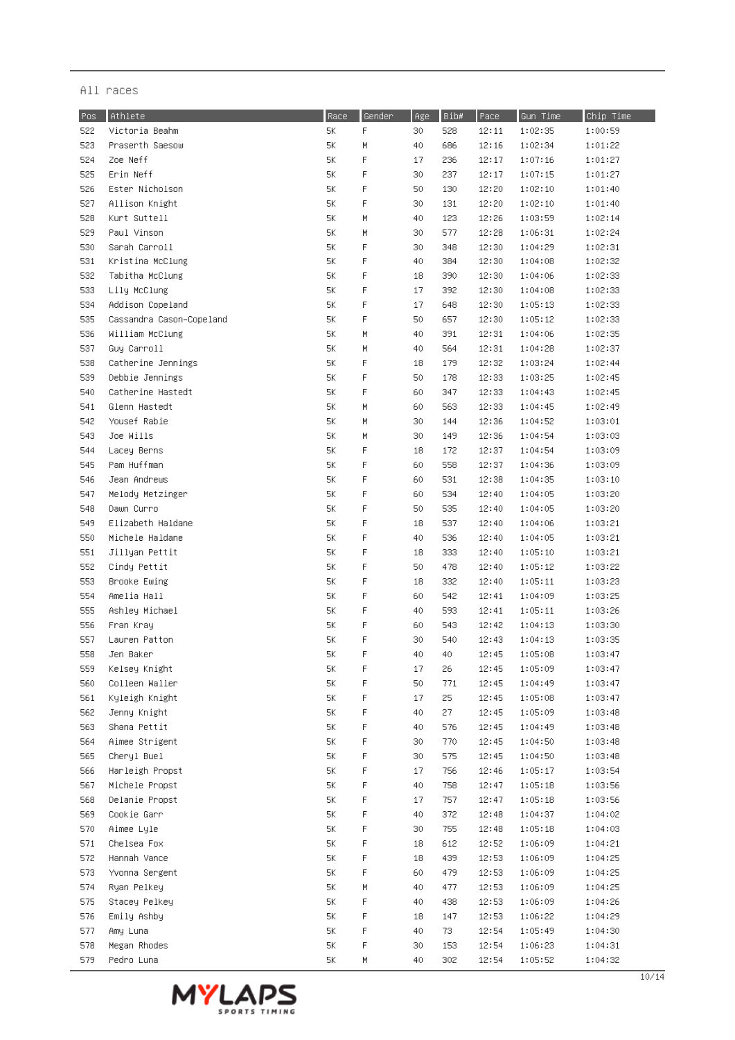All races

| Pos | Athlete | Race | Gender | Age | Bib# | Pace | Gun Time | Chip Time |
|---|---|---|---|---|---|---|---|---|
| 522 | Victoria Beahm | 5K | F | 30 | 528 | 12:11 | 1:02:35 | 1:00:59 |
| 523 | Praserth Saesow | 5K | M | 40 | 686 | 12:16 | 1:02:34 | 1:01:22 |
| 524 | Zoe Neff | 5K | F | 17 | 236 | 12:17 | 1:07:16 | 1:01:27 |
| 525 | Erin Neff | 5K | F | 30 | 237 | 12:17 | 1:07:15 | 1:01:27 |
| 526 | Ester Nicholson | 5K | F | 50 | 130 | 12:20 | 1:02:10 | 1:01:40 |
| 527 | Allison Knight | 5K | F | 30 | 131 | 12:20 | 1:02:10 | 1:01:40 |
| 528 | Kurt Suttell | 5K | M | 40 | 123 | 12:26 | 1:03:59 | 1:02:14 |
| 529 | Paul Vinson | 5K | M | 30 | 577 | 12:28 | 1:06:31 | 1:02:24 |
| 530 | Sarah Carroll | 5K | F | 30 | 348 | 12:30 | 1:04:29 | 1:02:31 |
| 531 | Kristina McClung | 5K | F | 40 | 384 | 12:30 | 1:04:08 | 1:02:32 |
| 532 | Tabitha McClung | 5K | F | 18 | 390 | 12:30 | 1:04:06 | 1:02:33 |
| 533 | Lily McClung | 5K | F | 17 | 392 | 12:30 | 1:04:08 | 1:02:33 |
| 534 | Addison Copeland | 5K | F | 17 | 648 | 12:30 | 1:05:13 | 1:02:33 |
| 535 | Cassandra Cason-Copeland | 5K | F | 50 | 657 | 12:30 | 1:05:12 | 1:02:33 |
| 536 | William McClung | 5K | M | 40 | 391 | 12:31 | 1:04:06 | 1:02:35 |
| 537 | Guy Carroll | 5K | M | 40 | 564 | 12:31 | 1:04:28 | 1:02:37 |
| 538 | Catherine Jennings | 5K | F | 18 | 179 | 12:32 | 1:03:24 | 1:02:44 |
| 539 | Debbie Jennings | 5K | F | 50 | 178 | 12:33 | 1:03:25 | 1:02:45 |
| 540 | Catherine Hastedt | 5K | F | 60 | 347 | 12:33 | 1:04:43 | 1:02:45 |
| 541 | Glenn Hastedt | 5K | M | 60 | 563 | 12:33 | 1:04:45 | 1:02:49 |
| 542 | Yousef Rabie | 5K | M | 30 | 144 | 12:36 | 1:04:52 | 1:03:01 |
| 543 | Joe Wills | 5K | M | 30 | 149 | 12:36 | 1:04:54 | 1:03:03 |
| 544 | Lacey Berns | 5K | F | 18 | 172 | 12:37 | 1:04:54 | 1:03:09 |
| 545 | Pam Huffman | 5K | F | 60 | 558 | 12:37 | 1:04:36 | 1:03:09 |
| 546 | Jean Andrews | 5K | F | 60 | 531 | 12:38 | 1:04:35 | 1:03:10 |
| 547 | Melody Metzinger | 5K | F | 60 | 534 | 12:40 | 1:04:05 | 1:03:20 |
| 548 | Dawn Curro | 5K | F | 50 | 535 | 12:40 | 1:04:05 | 1:03:20 |
| 549 | Elizabeth Haldane | 5K | F | 18 | 537 | 12:40 | 1:04:06 | 1:03:21 |
| 550 | Michele Haldane | 5K | F | 40 | 536 | 12:40 | 1:04:05 | 1:03:21 |
| 551 | Jillyan Pettit | 5K | F | 18 | 333 | 12:40 | 1:05:10 | 1:03:21 |
| 552 | Cindy Pettit | 5K | F | 50 | 478 | 12:40 | 1:05:12 | 1:03:22 |
| 553 | Brooke Ewing | 5K | F | 18 | 332 | 12:40 | 1:05:11 | 1:03:23 |
| 554 | Amelia Hall | 5K | F | 60 | 542 | 12:41 | 1:04:09 | 1:03:25 |
| 555 | Ashley Michael | 5K | F | 40 | 593 | 12:41 | 1:05:11 | 1:03:26 |
| 556 | Fran Kray | 5K | F | 60 | 543 | 12:42 | 1:04:13 | 1:03:30 |
| 557 | Lauren Patton | 5K | F | 30 | 540 | 12:43 | 1:04:13 | 1:03:35 |
| 558 | Jen Baker | 5K | F | 40 | 40 | 12:45 | 1:05:08 | 1:03:47 |
| 559 | Kelsey Knight | 5K | F | 17 | 26 | 12:45 | 1:05:09 | 1:03:47 |
| 560 | Colleen Waller | 5K | F | 50 | 771 | 12:45 | 1:04:49 | 1:03:47 |
| 561 | Kyleigh Knight | 5K | F | 17 | 25 | 12:45 | 1:05:08 | 1:03:47 |
| 562 | Jenny Knight | 5K | F | 40 | 27 | 12:45 | 1:05:09 | 1:03:48 |
| 563 | Shana Pettit | 5K | F | 40 | 576 | 12:45 | 1:04:49 | 1:03:48 |
| 564 | Aimee Strigent | 5K | F | 30 | 770 | 12:45 | 1:04:50 | 1:03:48 |
| 565 | Cheryl Buel | 5K | F | 30 | 575 | 12:45 | 1:04:50 | 1:03:48 |
| 566 | Harleigh Propst | 5K | F | 17 | 756 | 12:46 | 1:05:17 | 1:03:54 |
| 567 | Michele Propst | 5K | F | 40 | 758 | 12:47 | 1:05:18 | 1:03:56 |
| 568 | Delanie Propst | 5K | F | 17 | 757 | 12:47 | 1:05:18 | 1:03:56 |
| 569 | Cookie Garr | 5K | F | 40 | 372 | 12:48 | 1:04:37 | 1:04:02 |
| 570 | Aimee Lyle | 5K | F | 30 | 755 | 12:48 | 1:05:18 | 1:04:03 |
| 571 | Chelsea Fox | 5K | F | 18 | 612 | 12:52 | 1:06:09 | 1:04:21 |
| 572 | Hannah Vance | 5K | F | 18 | 439 | 12:53 | 1:06:09 | 1:04:25 |
| 573 | Yvonna Sergent | 5K | F | 60 | 479 | 12:53 | 1:06:09 | 1:04:25 |
| 574 | Ryan Pelkey | 5K | M | 40 | 477 | 12:53 | 1:06:09 | 1:04:25 |
| 575 | Stacey Pelkey | 5K | F | 40 | 438 | 12:53 | 1:06:09 | 1:04:26 |
| 576 | Emily Ashby | 5K | F | 18 | 147 | 12:53 | 1:06:22 | 1:04:29 |
| 577 | Amy Luna | 5K | F | 40 | 73 | 12:54 | 1:05:49 | 1:04:30 |
| 578 | Megan Rhodes | 5K | F | 30 | 153 | 12:54 | 1:06:23 | 1:04:31 |
| 579 | Pedro Luna | 5K | M | 40 | 302 | 12:54 | 1:05:52 | 1:04:32 |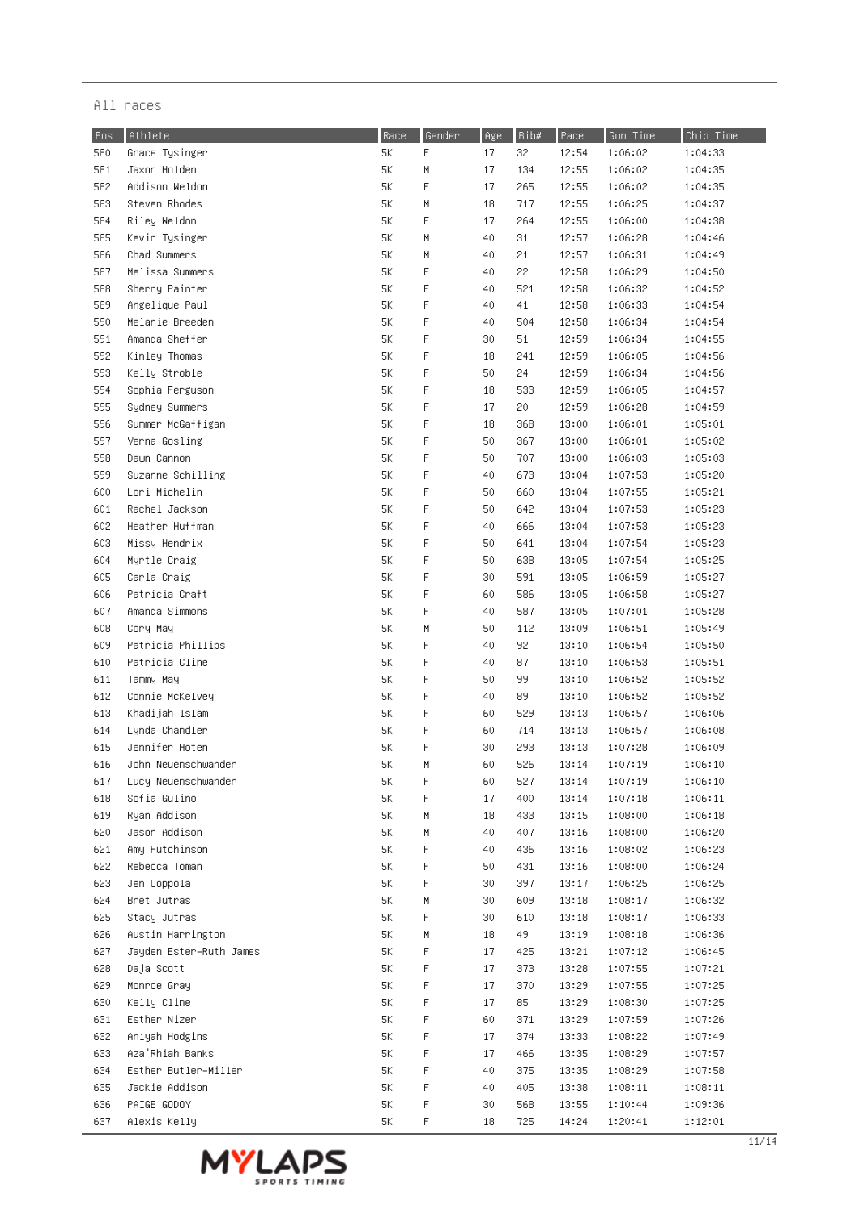All races

| Pos | Athlete | Race | Gender | Age | Bib# | Pace | Gun Time | Chip Time |
|---|---|---|---|---|---|---|---|---|
| 580 | Grace Tysinger | 5K | F | 17 | 32 | 12:54 | 1:06:02 | 1:04:33 |
| 581 | Jaxon Holden | 5K | M | 17 | 134 | 12:55 | 1:06:02 | 1:04:35 |
| 582 | Addison Weldon | 5K | F | 17 | 265 | 12:55 | 1:06:02 | 1:04:35 |
| 583 | Steven Rhodes | 5K | M | 18 | 717 | 12:55 | 1:06:25 | 1:04:37 |
| 584 | Riley Weldon | 5K | F | 17 | 264 | 12:55 | 1:06:00 | 1:04:38 |
| 585 | Kevin Tysinger | 5K | M | 40 | 31 | 12:57 | 1:06:28 | 1:04:46 |
| 586 | Chad Summers | 5K | M | 40 | 21 | 12:57 | 1:06:31 | 1:04:49 |
| 587 | Melissa Summers | 5K | F | 40 | 22 | 12:58 | 1:06:29 | 1:04:50 |
| 588 | Sherry Painter | 5K | F | 40 | 521 | 12:58 | 1:06:32 | 1:04:52 |
| 589 | Angelique Paul | 5K | F | 40 | 41 | 12:58 | 1:06:33 | 1:04:54 |
| 590 | Melanie Breeden | 5K | F | 40 | 504 | 12:58 | 1:06:34 | 1:04:54 |
| 591 | Amanda Sheffer | 5K | F | 30 | 51 | 12:59 | 1:06:34 | 1:04:55 |
| 592 | Kinley Thomas | 5K | F | 18 | 241 | 12:59 | 1:06:05 | 1:04:56 |
| 593 | Kelly Stroble | 5K | F | 50 | 24 | 12:59 | 1:06:34 | 1:04:56 |
| 594 | Sophia Ferguson | 5K | F | 18 | 533 | 12:59 | 1:06:05 | 1:04:57 |
| 595 | Sydney Summers | 5K | F | 17 | 20 | 12:59 | 1:06:28 | 1:04:59 |
| 596 | Summer McGaffigan | 5K | F | 18 | 368 | 13:00 | 1:06:01 | 1:05:01 |
| 597 | Verna Gosling | 5K | F | 50 | 367 | 13:00 | 1:06:01 | 1:05:02 |
| 598 | Dawn Cannon | 5K | F | 50 | 707 | 13:00 | 1:06:03 | 1:05:03 |
| 599 | Suzanne Schilling | 5K | F | 40 | 673 | 13:04 | 1:07:53 | 1:05:20 |
| 600 | Lori Michelin | 5K | F | 50 | 660 | 13:04 | 1:07:55 | 1:05:21 |
| 601 | Rachel Jackson | 5K | F | 50 | 642 | 13:04 | 1:07:53 | 1:05:23 |
| 602 | Heather Huffman | 5K | F | 40 | 666 | 13:04 | 1:07:53 | 1:05:23 |
| 603 | Missy Hendrix | 5K | F | 50 | 641 | 13:04 | 1:07:54 | 1:05:23 |
| 604 | Myrtle Craig | 5K | F | 50 | 638 | 13:05 | 1:07:54 | 1:05:25 |
| 605 | Carla Craig | 5K | F | 30 | 591 | 13:05 | 1:06:59 | 1:05:27 |
| 606 | Patricia Craft | 5K | F | 60 | 586 | 13:05 | 1:06:58 | 1:05:27 |
| 607 | Amanda Simmons | 5K | F | 40 | 587 | 13:05 | 1:07:01 | 1:05:28 |
| 608 | Cory May | 5K | M | 50 | 112 | 13:09 | 1:06:51 | 1:05:49 |
| 609 | Patricia Phillips | 5K | F | 40 | 92 | 13:10 | 1:06:54 | 1:05:50 |
| 610 | Patricia Cline | 5K | F | 40 | 87 | 13:10 | 1:06:53 | 1:05:51 |
| 611 | Tammy May | 5K | F | 50 | 99 | 13:10 | 1:06:52 | 1:05:52 |
| 612 | Connie McKelvey | 5K | F | 40 | 89 | 13:10 | 1:06:52 | 1:05:52 |
| 613 | Khadijah Islam | 5K | F | 60 | 529 | 13:13 | 1:06:57 | 1:06:06 |
| 614 | Lynda Chandler | 5K | F | 60 | 714 | 13:13 | 1:06:57 | 1:06:08 |
| 615 | Jennifer Hoten | 5K | F | 30 | 293 | 13:13 | 1:07:28 | 1:06:09 |
| 616 | John Neuenschwander | 5K | M | 60 | 526 | 13:14 | 1:07:19 | 1:06:10 |
| 617 | Lucy Neuenschwander | 5K | F | 60 | 527 | 13:14 | 1:07:19 | 1:06:10 |
| 618 | Sofia Gulino | 5K | F | 17 | 400 | 13:14 | 1:07:18 | 1:06:11 |
| 619 | Ryan Addison | 5K | M | 18 | 433 | 13:15 | 1:08:00 | 1:06:18 |
| 620 | Jason Addison | 5K | M | 40 | 407 | 13:16 | 1:08:00 | 1:06:20 |
| 621 | Amy Hutchinson | 5K | F | 40 | 436 | 13:16 | 1:08:02 | 1:06:23 |
| 622 | Rebecca Toman | 5K | F | 50 | 431 | 13:16 | 1:08:00 | 1:06:24 |
| 623 | Jen Coppola | 5K | F | 30 | 397 | 13:17 | 1:06:25 | 1:06:25 |
| 624 | Bret Jutras | 5K | M | 30 | 609 | 13:18 | 1:08:17 | 1:06:32 |
| 625 | Stacy Jutras | 5K | F | 30 | 610 | 13:18 | 1:08:17 | 1:06:33 |
| 626 | Austin Harrington | 5K | M | 18 | 49 | 13:19 | 1:08:18 | 1:06:36 |
| 627 | Jayden Ester-Ruth James | 5K | F | 17 | 425 | 13:21 | 1:07:12 | 1:06:45 |
| 628 | Daja Scott | 5K | F | 17 | 373 | 13:28 | 1:07:55 | 1:07:21 |
| 629 | Monroe Gray | 5K | F | 17 | 370 | 13:29 | 1:07:55 | 1:07:25 |
| 630 | Kelly Cline | 5K | F | 17 | 85 | 13:29 | 1:08:30 | 1:07:25 |
| 631 | Esther Nizer | 5K | F | 60 | 371 | 13:29 | 1:07:59 | 1:07:26 |
| 632 | Aniyah Hodgins | 5K | F | 17 | 374 | 13:33 | 1:08:22 | 1:07:49 |
| 633 | Aza'Rhiah Banks | 5K | F | 17 | 466 | 13:35 | 1:08:29 | 1:07:57 |
| 634 | Esther Butler-Miller | 5K | F | 40 | 375 | 13:35 | 1:08:29 | 1:07:58 |
| 635 | Jackie Addison | 5K | F | 40 | 405 | 13:38 | 1:08:11 | 1:08:11 |
| 636 | PAIGE GODOY | 5K | F | 30 | 568 | 13:55 | 1:10:44 | 1:09:36 |
| 637 | Alexis Kelly | 5K | F | 18 | 725 | 14:24 | 1:20:41 | 1:12:01 |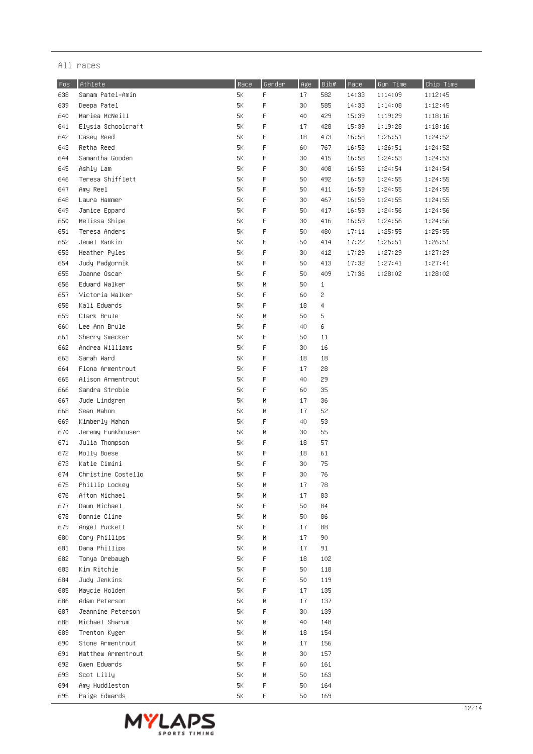All races

| Pos | Athlete | Race | Gender | Age | Bib# | Pace | Gun Time | Chip Time |
|---|---|---|---|---|---|---|---|---|
| 638 | Sanam Patel-Amin | 5K | F | 17 | 582 | 14:33 | 1:14:09 | 1:12:45 |
| 639 | Deepa Patel | 5K | F | 30 | 585 | 14:33 | 1:14:08 | 1:12:45 |
| 640 | Mariea McNeill | 5K | F | 40 | 429 | 15:39 | 1:19:29 | 1:18:16 |
| 641 | Elysia Schoolcraft | 5K | F | 17 | 428 | 15:39 | 1:19:28 | 1:18:16 |
| 642 | Casey Reed | 5K | F | 18 | 473 | 16:58 | 1:26:51 | 1:24:52 |
| 643 | Retha Reed | 5K | F | 60 | 767 | 16:58 | 1:26:51 | 1:24:52 |
| 644 | Samantha Gooden | 5K | F | 30 | 415 | 16:58 | 1:24:53 | 1:24:53 |
| 645 | Ashly Lam | 5K | F | 30 | 408 | 16:58 | 1:24:54 | 1:24:54 |
| 646 | Teresa Shifflett | 5K | F | 50 | 492 | 16:59 | 1:24:55 | 1:24:55 |
| 647 | Amy Reel | 5K | F | 50 | 411 | 16:59 | 1:24:55 | 1:24:55 |
| 648 | Laura Hammer | 5K | F | 30 | 467 | 16:59 | 1:24:55 | 1:24:55 |
| 649 | Janice Eppard | 5K | F | 50 | 417 | 16:59 | 1:24:56 | 1:24:56 |
| 650 | Melissa Shipe | 5K | F | 30 | 416 | 16:59 | 1:24:56 | 1:24:56 |
| 651 | Teresa Anders | 5K | F | 50 | 480 | 17:11 | 1:25:55 | 1:25:55 |
| 652 | Jewel Rankin | 5K | F | 50 | 414 | 17:22 | 1:26:51 | 1:26:51 |
| 653 | Heather Pyles | 5K | F | 30 | 412 | 17:29 | 1:27:29 | 1:27:29 |
| 654 | Judy Padgornik | 5K | F | 50 | 413 | 17:32 | 1:27:41 | 1:27:41 |
| 655 | Joanne Oscar | 5K | F | 50 | 409 | 17:36 | 1:28:02 | 1:28:02 |
| 656 | Edward Walker | 5K | M | 50 | 1 | | | |
| 657 | Victoria Walker | 5K | F | 60 | 2 | | | |
| 658 | Kali Edwards | 5K | F | 18 | 4 | | | |
| 659 | Clark Brule | 5K | M | 50 | 5 | | | |
| 660 | Lee Ann Brule | 5K | F | 40 | 6 | | | |
| 661 | Sherry Swecker | 5K | F | 50 | 11 | | | |
| 662 | Andrea Williams | 5K | F | 30 | 16 | | | |
| 663 | Sarah Ward | 5K | F | 18 | 18 | | | |
| 664 | Fiona Armentrout | 5K | F | 17 | 28 | | | |
| 665 | Alison Armentrout | 5K | F | 40 | 29 | | | |
| 666 | Sandra Stroble | 5K | F | 60 | 35 | | | |
| 667 | Jude Lindgren | 5K | M | 17 | 36 | | | |
| 668 | Sean Mahon | 5K | M | 17 | 52 | | | |
| 669 | Kimberly Mahon | 5K | F | 40 | 53 | | | |
| 670 | Jeremy Funkhouser | 5K | M | 30 | 55 | | | |
| 671 | Julia Thompson | 5K | F | 18 | 57 | | | |
| 672 | Molly Boese | 5K | F | 18 | 61 | | | |
| 673 | Katie Cimini | 5K | F | 30 | 75 | | | |
| 674 | Christine Costello | 5K | F | 30 | 76 | | | |
| 675 | Phillip Lockey | 5K | M | 17 | 78 | | | |
| 676 | Afton Michael | 5K | M | 17 | 83 | | | |
| 677 | Dawn Michael | 5K | F | 50 | 84 | | | |
| 678 | Donnie Cline | 5K | M | 50 | 86 | | | |
| 679 | Angel Puckett | 5K | F | 17 | 88 | | | |
| 680 | Cory Phillips | 5K | M | 17 | 90 | | | |
| 681 | Dana Phillips | 5K | M | 17 | 91 | | | |
| 682 | Tonya Orebaugh | 5K | F | 18 | 102 | | | |
| 683 | Kim Ritchie | 5K | F | 50 | 118 | | | |
| 684 | Judy Jenkins | 5K | F | 50 | 119 | | | |
| 685 | Maycie Holden | 5K | F | 17 | 135 | | | |
| 686 | Adam Peterson | 5K | M | 17 | 137 | | | |
| 687 | Jeannine Peterson | 5K | F | 30 | 139 | | | |
| 688 | Michael Sharum | 5K | M | 40 | 148 | | | |
| 689 | Trenton Kyger | 5K | M | 18 | 154 | | | |
| 690 | Stone Armentrout | 5K | M | 17 | 156 | | | |
| 691 | Matthew Armentrout | 5K | M | 30 | 157 | | | |
| 692 | Gwen Edwards | 5K | F | 60 | 161 | | | |
| 693 | Scot Lilly | 5K | M | 50 | 163 | | | |
| 694 | Amy Huddleston | 5K | F | 50 | 164 | | | |
| 695 | Paige Edwards | 5K | F | 50 | 169 | | | |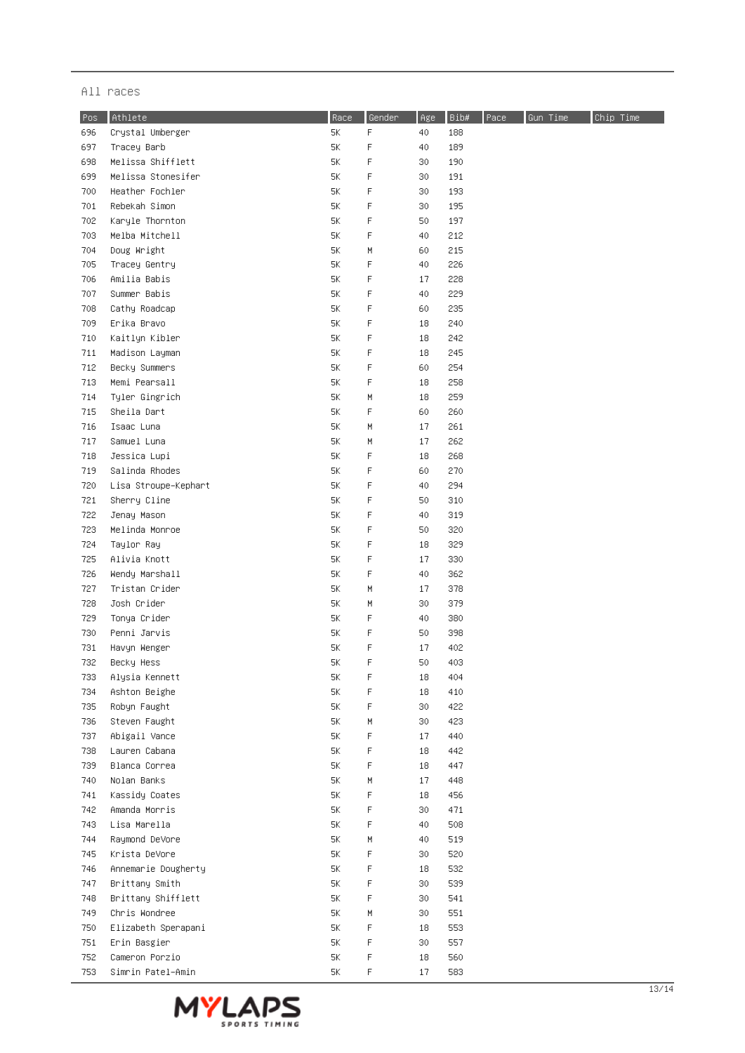All races

| Pos | Athlete | Race | Gender | Age | Bib# | Pace | Gun Time | Chip Time |
|---|---|---|---|---|---|---|---|---|
| 696 | Crystal Umberger | 5K | F | 40 | 188 | | | |
| 697 | Tracey Barb | 5K | F | 40 | 189 | | | |
| 698 | Melissa Shifflett | 5K | F | 30 | 190 | | | |
| 699 | Melissa Stonesifer | 5K | F | 30 | 191 | | | |
| 700 | Heather Fochler | 5K | F | 30 | 193 | | | |
| 701 | Rebekah Simon | 5K | F | 30 | 195 | | | |
| 702 | Karyle Thornton | 5K | F | 50 | 197 | | | |
| 703 | Melba Mitchell | 5K | F | 40 | 212 | | | |
| 704 | Doug Wright | 5K | M | 60 | 215 | | | |
| 705 | Tracey Gentry | 5K | F | 40 | 226 | | | |
| 706 | Amilia Babis | 5K | F | 17 | 228 | | | |
| 707 | Summer Babis | 5K | F | 40 | 229 | | | |
| 708 | Cathy Roadcap | 5K | F | 60 | 235 | | | |
| 709 | Erika Bravo | 5K | F | 18 | 240 | | | |
| 710 | Kaitlyn Kibler | 5K | F | 18 | 242 | | | |
| 711 | Madison Layman | 5K | F | 18 | 245 | | | |
| 712 | Becky Summers | 5K | F | 60 | 254 | | | |
| 713 | Memi Pearsall | 5K | F | 18 | 258 | | | |
| 714 | Tyler Gingrich | 5K | M | 18 | 259 | | | |
| 715 | Sheila Dart | 5K | F | 60 | 260 | | | |
| 716 | Isaac Luna | 5K | M | 17 | 261 | | | |
| 717 | Samuel Luna | 5K | M | 17 | 262 | | | |
| 718 | Jessica Lupi | 5K | F | 18 | 268 | | | |
| 719 | Salinda Rhodes | 5K | F | 60 | 270 | | | |
| 720 | Lisa Stroupe-Kephart | 5K | F | 40 | 294 | | | |
| 721 | Sherry Cline | 5K | F | 50 | 310 | | | |
| 722 | Jenay Mason | 5K | F | 40 | 319 | | | |
| 723 | Melinda Monroe | 5K | F | 50 | 320 | | | |
| 724 | Taylor Ray | 5K | F | 18 | 329 | | | |
| 725 | Alivia Knott | 5K | F | 17 | 330 | | | |
| 726 | Wendy Marshall | 5K | F | 40 | 362 | | | |
| 727 | Tristan Crider | 5K | M | 17 | 378 | | | |
| 728 | Josh Crider | 5K | M | 30 | 379 | | | |
| 729 | Tonya Crider | 5K | F | 40 | 380 | | | |
| 730 | Penni Jarvis | 5K | F | 50 | 398 | | | |
| 731 | Havyn Wenger | 5K | F | 17 | 402 | | | |
| 732 | Becky Hess | 5K | F | 50 | 403 | | | |
| 733 | Alysia Kennett | 5K | F | 18 | 404 | | | |
| 734 | Ashton Beighe | 5K | F | 18 | 410 | | | |
| 735 | Robyn Faught | 5K | F | 30 | 422 | | | |
| 736 | Steven Faught | 5K | M | 30 | 423 | | | |
| 737 | Abigail Vance | 5K | F | 17 | 440 | | | |
| 738 | Lauren Cabana | 5K | F | 18 | 442 | | | |
| 739 | Blanca Correa | 5K | F | 18 | 447 | | | |
| 740 | Nolan Banks | 5K | M | 17 | 448 | | | |
| 741 | Kassidy Coates | 5K | F | 18 | 456 | | | |
| 742 | Amanda Morris | 5K | F | 30 | 471 | | | |
| 743 | Lisa Marella | 5K | F | 40 | 508 | | | |
| 744 | Raymond DeVore | 5K | M | 40 | 519 | | | |
| 745 | Krista DeVore | 5K | F | 30 | 520 | | | |
| 746 | Annemarie Dougherty | 5K | F | 18 | 532 | | | |
| 747 | Brittany Smith | 5K | F | 30 | 539 | | | |
| 748 | Brittany Shifflett | 5K | F | 30 | 541 | | | |
| 749 | Chris Wondree | 5K | M | 30 | 551 | | | |
| 750 | Elizabeth Sperapani | 5K | F | 18 | 553 | | | |
| 751 | Erin Basgier | 5K | F | 30 | 557 | | | |
| 752 | Cameron Porzio | 5K | F | 18 | 560 | | | |
| 753 | Simrin Patel-Amin | 5K | F | 17 | 583 | | | |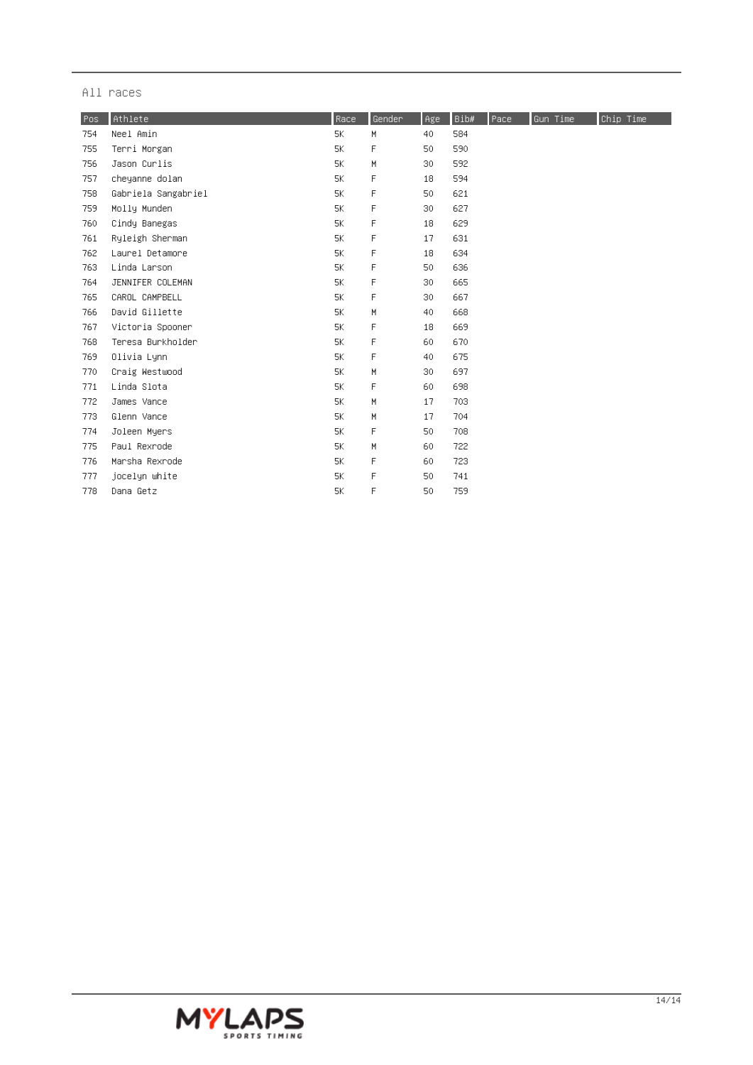All races

| Pos | Athlete | Race | Gender | Age | Bib# | Pace | Gun Time | Chip Time |
|---|---|---|---|---|---|---|---|---|
| 754 | Neel Amin | 5K | M | 40 | 584 | | | |
| 755 | Terri Morgan | 5K | F | 50 | 590 | | | |
| 756 | Jason Curlis | 5K | M | 30 | 592 | | | |
| 757 | cheyanne dolan | 5K | F | 18 | 594 | | | |
| 758 | Gabriela Sangabriel | 5K | F | 50 | 621 | | | |
| 759 | Molly Munden | 5K | F | 30 | 627 | | | |
| 760 | Cindy Banegas | 5K | F | 18 | 629 | | | |
| 761 | Ryleigh Sherman | 5K | F | 17 | 631 | | | |
| 762 | Laurel Detamore | 5K | F | 18 | 634 | | | |
| 763 | Linda Larson | 5K | F | 50 | 636 | | | |
| 764 | JENNIFER COLEMAN | 5K | F | 30 | 665 | | | |
| 765 | CAROL CAMPBELL | 5K | F | 30 | 667 | | | |
| 766 | David Gillette | 5K | M | 40 | 668 | | | |
| 767 | Victoria Spooner | 5K | F | 18 | 669 | | | |
| 768 | Teresa Burkholder | 5K | F | 60 | 670 | | | |
| 769 | Olivia Lynn | 5K | F | 40 | 675 | | | |
| 770 | Craig Westwood | 5K | M | 30 | 697 | | | |
| 771 | Linda Slota | 5K | F | 60 | 698 | | | |
| 772 | James Vance | 5K | M | 17 | 703 | | | |
| 773 | Glenn Vance | 5K | M | 17 | 704 | | | |
| 774 | Joleen Myers | 5K | F | 50 | 708 | | | |
| 775 | Paul Rexrode | 5K | M | 60 | 722 | | | |
| 776 | Marsha Rexrode | 5K | F | 60 | 723 | | | |
| 777 | jocelyn white | 5K | F | 50 | 741 | | | |
| 778 | Dana Getz | 5K | F | 50 | 759 | | | |

MYLAPS SPORTS TIMING